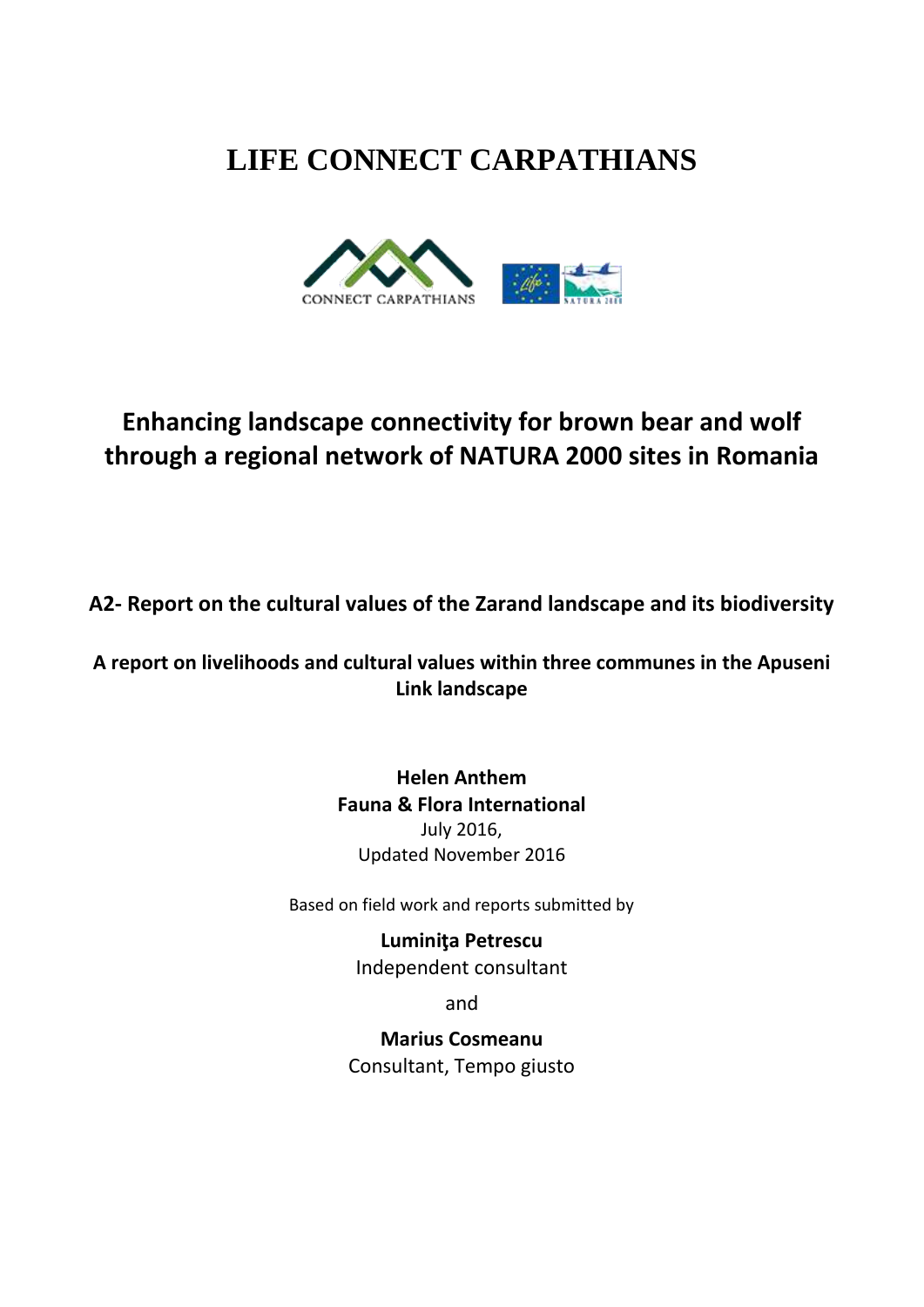# LIFE CONNECT CARPATHIANS

## Enhancing landscape connectivity for brown bear and wolf through a regional network of NATURA 2000 sites in Romania

**A2- Report on the cultural values of the Zarand landscape and its biodiversity**

**A report on livelihoods and cultural values within three communes in the Apuseni Link landscape**

**Helen Anthem**
**Fauna & Flora International**
July 2016,
Updated November 2016

Based on field work and reports submitted by

**Luminiţa Petrescu**
Independent consultant

and

**Marius Cosmeanu**
Consultant, Tempo giusto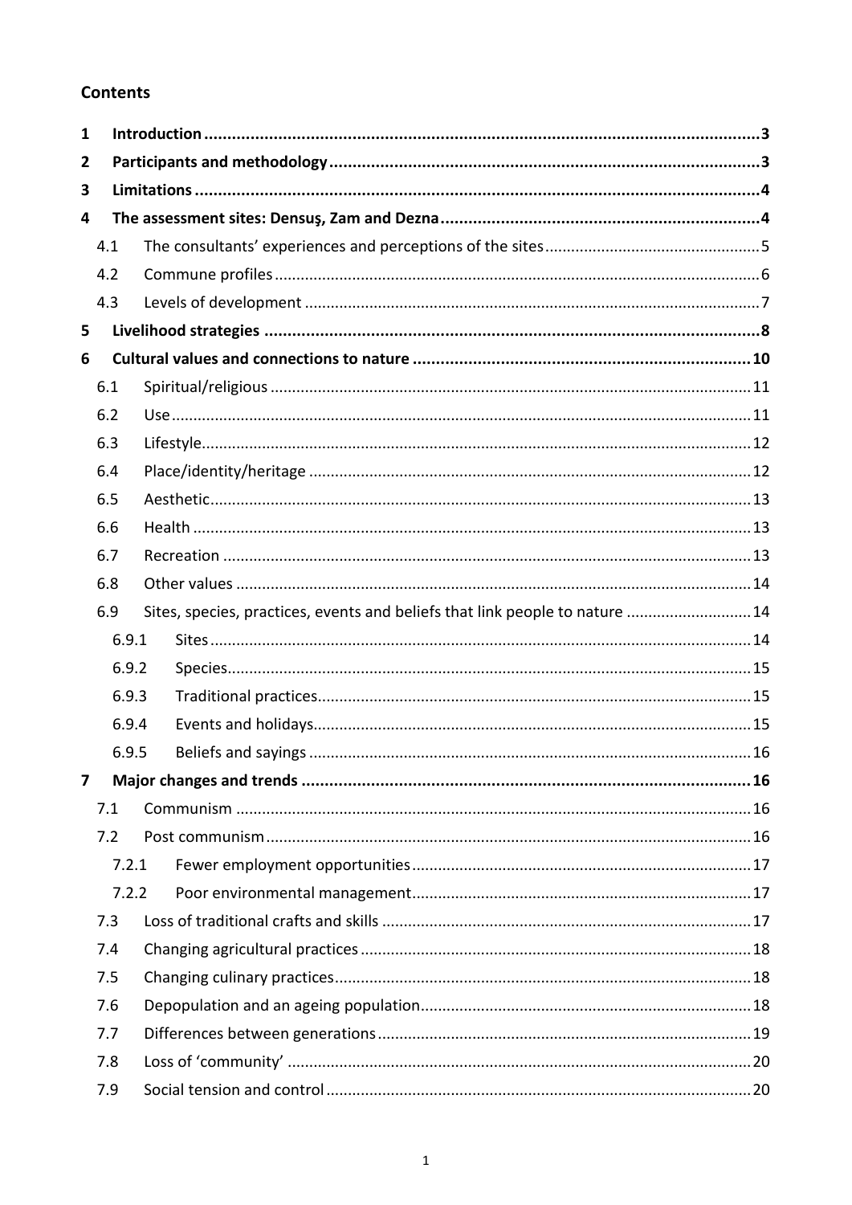## Contents

**1 Introduction** .......... **3**

**2 Participants and methodology** .......... **3**

**3 Limitations** .......... **4**

**4 The assessment sites: Densuş, Zam and Dezna** .......... **4**

- 4.1 The consultants' experiences and perceptions of the sites .......... 5
- 4.2 Commune profiles .......... 6
- 4.3 Levels of development .......... 7

**5 Livelihood strategies** .......... **8**

**6 Cultural values and connections to nature** .......... **10**

- 6.1 Spiritual/religious .......... 11
- 6.2 Use .......... 11
- 6.3 Lifestyle .......... 12
- 6.4 Place/identity/heritage .......... 12
- 6.5 Aesthetic .......... 13
- 6.6 Health .......... 13
- 6.7 Recreation .......... 13
- 6.8 Other values .......... 14
- 6.9 Sites, species, practices, events and beliefs that link people to nature .......... 14
  - 6.9.1 Sites .......... 14
  - 6.9.2 Species .......... 15
  - 6.9.3 Traditional practices .......... 15
  - 6.9.4 Events and holidays .......... 15
  - 6.9.5 Beliefs and sayings .......... 16

**7 Major changes and trends** .......... **16**

- 7.1 Communism .......... 16
- 7.2 Post communism .......... 16
  - 7.2.1 Fewer employment opportunities .......... 17
  - 7.2.2 Poor environmental management .......... 17
- 7.3 Loss of traditional crafts and skills .......... 17
- 7.4 Changing agricultural practices .......... 18
- 7.5 Changing culinary practices .......... 18
- 7.6 Depopulation and an ageing population .......... 18
- 7.7 Differences between generations .......... 19
- 7.8 Loss of 'community' .......... 20
- 7.9 Social tension and control .......... 20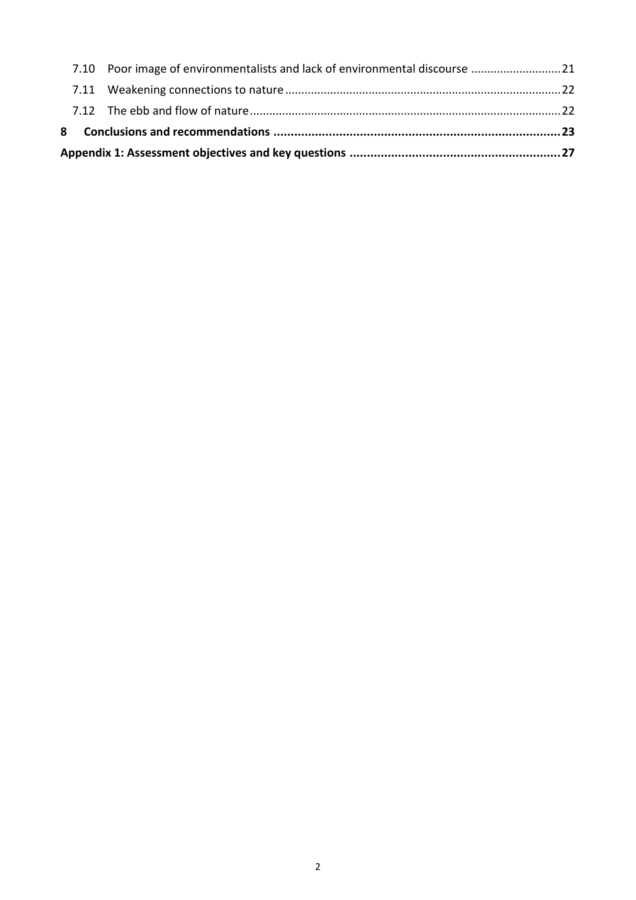7.10 Poor image of environmentalists and lack of environmental discourse ........................... 21

7.11 Weakening connections to nature ........................................................................................ 22

7.12 The ebb and flow of nature ................................................................................................... 22

**8 Conclusions and recommendations ................................................................................... 23**

**Appendix 1: Assessment objectives and key questions ............................................................ 27**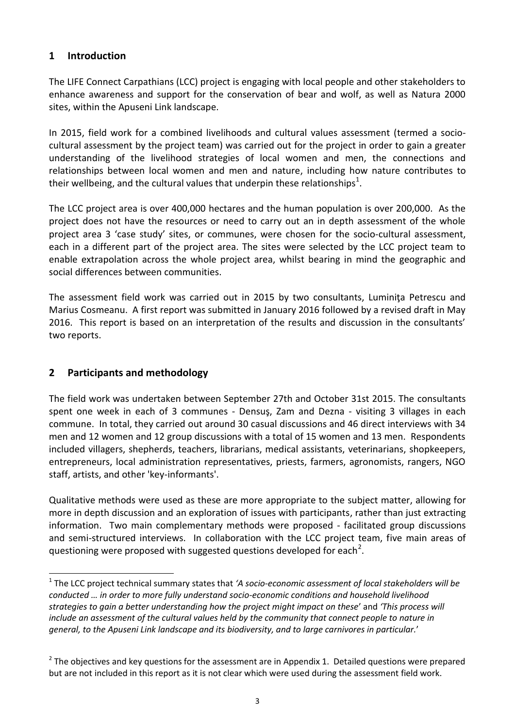## 1 Introduction

The LIFE Connect Carpathians (LCC) project is engaging with local people and other stakeholders to enhance awareness and support for the conservation of bear and wolf, as well as Natura 2000 sites, within the Apuseni Link landscape.

In 2015, field work for a combined livelihoods and cultural values assessment (termed a socio-cultural assessment by the project team) was carried out for the project in order to gain a greater understanding of the livelihood strategies of local women and men, the connections and relationships between local women and men and nature, including how nature contributes to their wellbeing, and the cultural values that underpin these relationships[1].

The LCC project area is over 400,000 hectares and the human population is over 200,000. As the project does not have the resources or need to carry out an in depth assessment of the whole project area 3 'case study' sites, or communes, were chosen for the socio-cultural assessment, each in a different part of the project area. The sites were selected by the LCC project team to enable extrapolation across the whole project area, whilst bearing in mind the geographic and social differences between communities.

The assessment field work was carried out in 2015 by two consultants, Luminiţa Petrescu and Marius Cosmeanu. A first report was submitted in January 2016 followed by a revised draft in May 2016. This report is based on an interpretation of the results and discussion in the consultants' two reports.

## 2 Participants and methodology

The field work was undertaken between September 27th and October 31st 2015. The consultants spent one week in each of 3 communes - Densuş, Zam and Dezna - visiting 3 villages in each commune. In total, they carried out around 30 casual discussions and 46 direct interviews with 34 men and 12 women and 12 group discussions with a total of 15 women and 13 men. Respondents included villagers, shepherds, teachers, librarians, medical assistants, veterinarians, shopkeepers, entrepreneurs, local administration representatives, priests, farmers, agronomists, rangers, NGO staff, artists, and other 'key-informants'.

Qualitative methods were used as these are more appropriate to the subject matter, allowing for more in depth discussion and an exploration of issues with participants, rather than just extracting information. Two main complementary methods were proposed - facilitated group discussions and semi-structured interviews. In collaboration with the LCC project team, five main areas of questioning were proposed with suggested questions developed for each[2].

---

[1] The LCC project technical summary states that *'A socio-economic assessment of local stakeholders will be conducted … in order to more fully understand socio-economic conditions and household livelihood strategies to gain a better understanding how the project might impact on these'* and *'This process will include an assessment of the cultural values held by the community that connect people to nature in general, to the Apuseni Link landscape and its biodiversity, and to large carnivores in particular.'*

[2] The objectives and key questions for the assessment are in Appendix 1. Detailed questions were prepared but are not included in this report as it is not clear which were used during the assessment field work.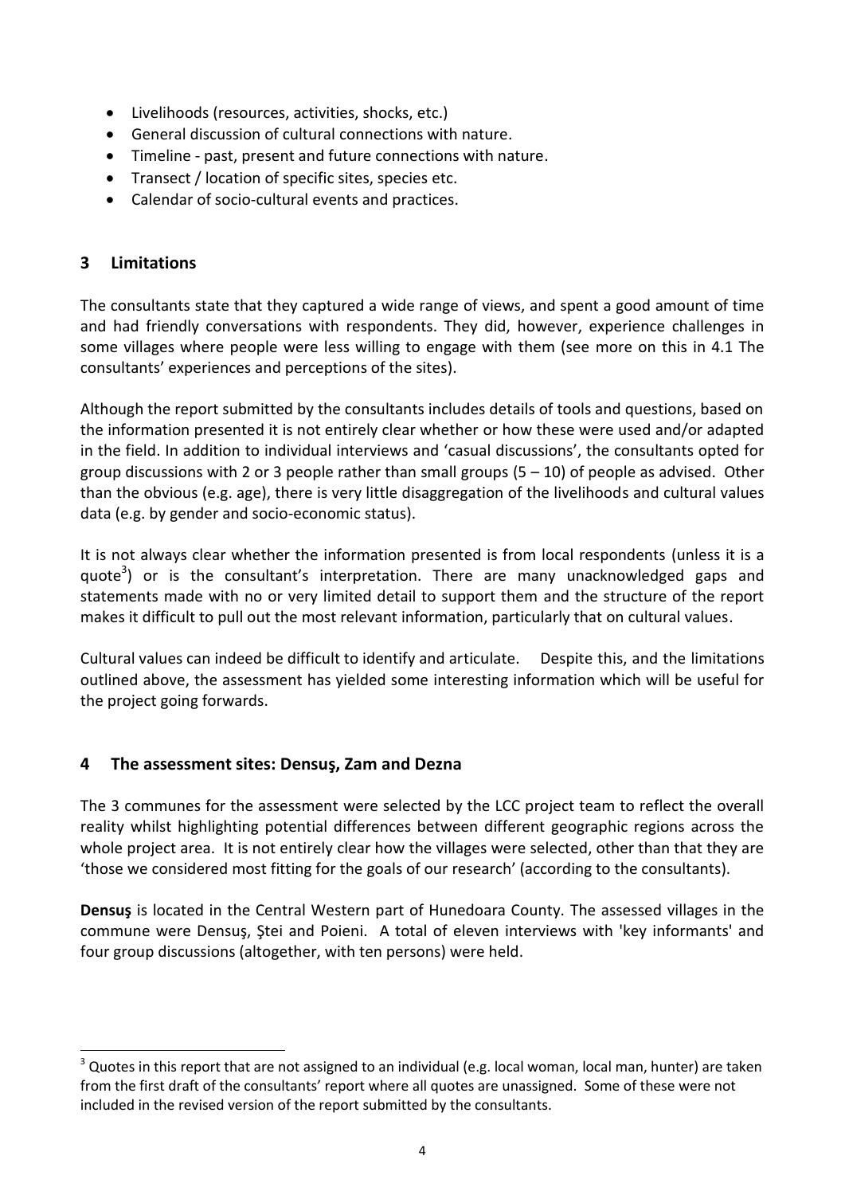- Livelihoods (resources, activities, shocks, etc.)
- General discussion of cultural connections with nature.
- Timeline - past, present and future connections with nature.
- Transect / location of specific sites, species etc.
- Calendar of socio-cultural events and practices.

## 3 Limitations

The consultants state that they captured a wide range of views, and spent a good amount of time and had friendly conversations with respondents. They did, however, experience challenges in some villages where people were less willing to engage with them (see more on this in 4.1 The consultants' experiences and perceptions of the sites).

Although the report submitted by the consultants includes details of tools and questions, based on the information presented it is not entirely clear whether or how these were used and/or adapted in the field. In addition to individual interviews and 'casual discussions', the consultants opted for group discussions with 2 or 3 people rather than small groups (5 – 10) of people as advised. Other than the obvious (e.g. age), there is very little disaggregation of the livelihoods and cultural values data (e.g. by gender and socio-economic status).

It is not always clear whether the information presented is from local respondents (unless it is a quote[3]) or is the consultant's interpretation. There are many unacknowledged gaps and statements made with no or very limited detail to support them and the structure of the report makes it difficult to pull out the most relevant information, particularly that on cultural values.

Cultural values can indeed be difficult to identify and articulate. Despite this, and the limitations outlined above, the assessment has yielded some interesting information which will be useful for the project going forwards.

## 4 The assessment sites: Densuş, Zam and Dezna

The 3 communes for the assessment were selected by the LCC project team to reflect the overall reality whilst highlighting potential differences between different geographic regions across the whole project area. It is not entirely clear how the villages were selected, other than that they are 'those we considered most fitting for the goals of our research' (according to the consultants).

**Densuş** is located in the Central Western part of Hunedoara County. The assessed villages in the commune were Densuş, Ştei and Poieni. A total of eleven interviews with 'key informants' and four group discussions (altogether, with ten persons) were held.

[3] Quotes in this report that are not assigned to an individual (e.g. local woman, local man, hunter) are taken from the first draft of the consultants' report where all quotes are unassigned. Some of these were not included in the revised version of the report submitted by the consultants.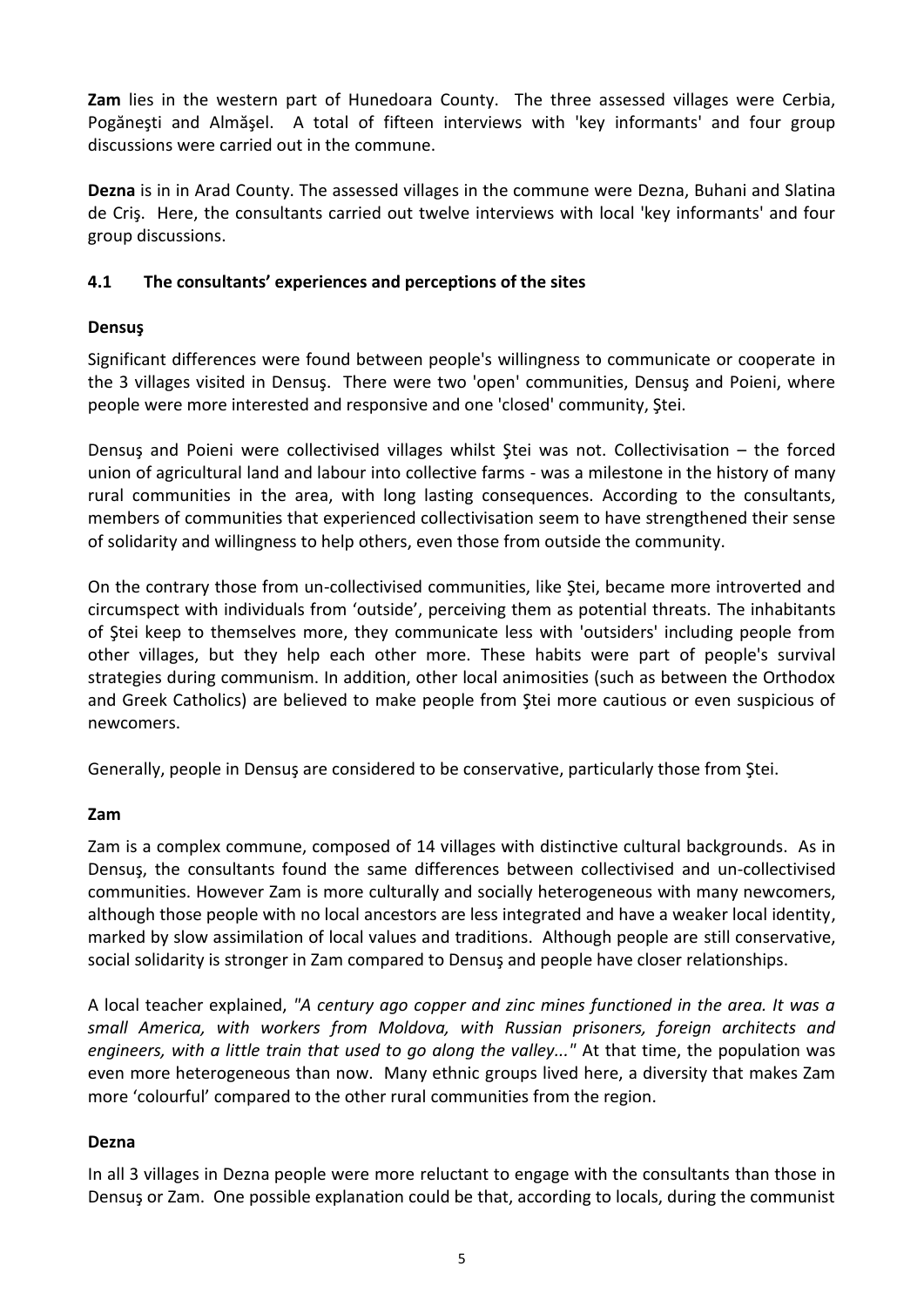**Zam** lies in the western part of Hunedoara County. The three assessed villages were Cerbia, Pogăneşti and Almăşel. A total of fifteen interviews with 'key informants' and four group discussions were carried out in the commune.

**Dezna** is in in Arad County. The assessed villages in the commune were Dezna, Buhani and Slatina de Criş. Here, the consultants carried out twelve interviews with local 'key informants' and four group discussions.

### 4.1 The consultants' experiences and perceptions of the sites

**Densuş**

Significant differences were found between people's willingness to communicate or cooperate in the 3 villages visited in Densuş. There were two 'open' communities, Densuş and Poieni, where people were more interested and responsive and one 'closed' community, Ştei.

Densuş and Poieni were collectivised villages whilst Ştei was not. Collectivisation – the forced union of agricultural land and labour into collective farms - was a milestone in the history of many rural communities in the area, with long lasting consequences. According to the consultants, members of communities that experienced collectivisation seem to have strengthened their sense of solidarity and willingness to help others, even those from outside the community.

On the contrary those from un-collectivised communities, like Ştei, became more introverted and circumspect with individuals from 'outside', perceiving them as potential threats. The inhabitants of Ştei keep to themselves more, they communicate less with 'outsiders' including people from other villages, but they help each other more. These habits were part of people's survival strategies during communism. In addition, other local animosities (such as between the Orthodox and Greek Catholics) are believed to make people from Ştei more cautious or even suspicious of newcomers.

Generally, people in Densuş are considered to be conservative, particularly those from Ştei.

**Zam**

Zam is a complex commune, composed of 14 villages with distinctive cultural backgrounds. As in Densuş, the consultants found the same differences between collectivised and un-collectivised communities. However Zam is more culturally and socially heterogeneous with many newcomers, although those people with no local ancestors are less integrated and have a weaker local identity, marked by slow assimilation of local values and traditions. Although people are still conservative, social solidarity is stronger in Zam compared to Densuş and people have closer relationships.

A local teacher explained, *"A century ago copper and zinc mines functioned in the area. It was a small America, with workers from Moldova, with Russian prisoners, foreign architects and engineers, with a little train that used to go along the valley..."* At that time, the population was even more heterogeneous than now. Many ethnic groups lived here, a diversity that makes Zam more 'colourful' compared to the other rural communities from the region.

**Dezna**

In all 3 villages in Dezna people were more reluctant to engage with the consultants than those in Densuş or Zam. One possible explanation could be that, according to locals, during the communist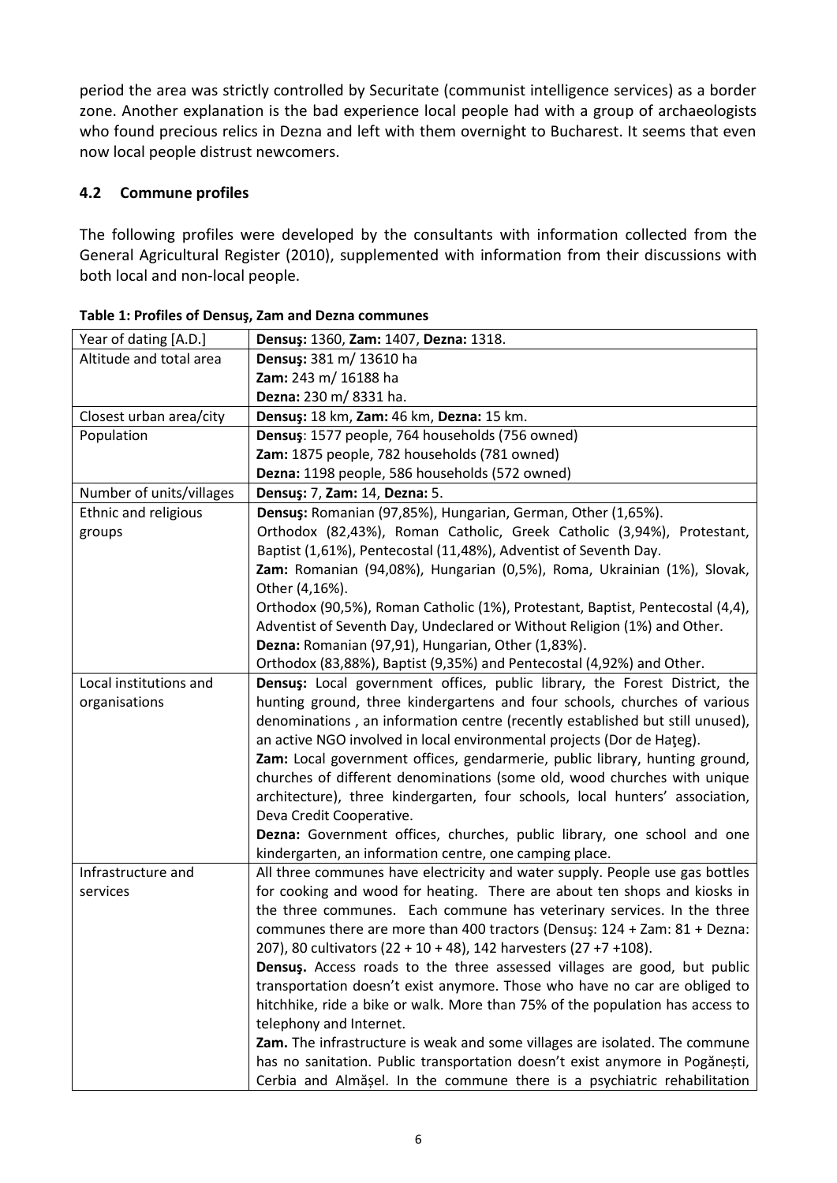period the area was strictly controlled by Securitate (communist intelligence services) as a border zone. Another explanation is the bad experience local people had with a group of archaeologists who found precious relics in Dezna and left with them overnight to Bucharest. It seems that even now local people distrust newcomers.

## 4.2 Commune profiles

The following profiles were developed by the consultants with information collected from the General Agricultural Register (2010), supplemented with information from their discussions with both local and non-local people.

**Table 1: Profiles of Densuş, Zam and Dezna communes**

| Year of dating [A.D.] | **Densuş:** 1360, **Zam:** 1407, **Dezna:** 1318. |
|---|---|
| Altitude and total area | **Densuş:** 381 m/ 13610 ha<br>**Zam:** 243 m/ 16188 ha<br>**Dezna:** 230 m/ 8331 ha. |
| Closest urban area/city | **Densuş:** 18 km, **Zam:** 46 km, **Dezna:** 15 km. |
| Population | **Densuş**: 1577 people, 764 households (756 owned)<br>**Zam:** 1875 people, 782 households (781 owned)<br>**Dezna:** 1198 people, 586 households (572 owned) |
| Number of units/villages | **Densuş:** 7, **Zam:** 14, **Dezna:** 5. |
| Ethnic and religious groups | **Densuş:** Romanian (97,85%), Hungarian, German, Other (1,65%).<br>Orthodox (82,43%), Roman Catholic, Greek Catholic (3,94%), Protestant, Baptist (1,61%), Pentecostal (11,48%), Adventist of Seventh Day.<br>**Zam:** Romanian (94,08%), Hungarian (0,5%), Roma, Ukrainian (1%), Slovak, Other (4,16%).<br>Orthodox (90,5%), Roman Catholic (1%), Protestant, Baptist, Pentecostal (4,4), Adventist of Seventh Day, Undeclared or Without Religion (1%) and Other.<br>**Dezna:** Romanian (97,91), Hungarian, Other (1,83%).<br>Orthodox (83,88%), Baptist (9,35%) and Pentecostal (4,92%) and Other. |
| Local institutions and organisations | **Densuş:** Local government offices, public library, the Forest District, the hunting ground, three kindergartens and four schools, churches of various denominations , an information centre (recently established but still unused), an active NGO involved in local environmental projects (Dor de Haţeg).<br>**Zam:** Local government offices, gendarmerie, public library, hunting ground, churches of different denominations (some old, wood churches with unique architecture), three kindergarten, four schools, local hunters' association, Deva Credit Cooperative.<br>**Dezna:** Government offices, churches, public library, one school and one kindergarten, an information centre, one camping place. |
| Infrastructure and services | All three communes have electricity and water supply. People use gas bottles for cooking and wood for heating. There are about ten shops and kiosks in the three communes. Each commune has veterinary services. In the three communes there are more than 400 tractors (Densuş: 124 + Zam: 81 + Dezna: 207), 80 cultivators (22 + 10 + 48), 142 harvesters (27 +7 +108).<br>**Densuş.** Access roads to the three assessed villages are good, but public transportation doesn't exist anymore. Those who have no car are obliged to hitchhike, ride a bike or walk. More than 75% of the population has access to telephony and Internet.<br>**Zam.** The infrastructure is weak and some villages are isolated. The commune has no sanitation. Public transportation doesn't exist anymore in Pogănești, Cerbia and Almășel. In the commune there is a psychiatric rehabilitation |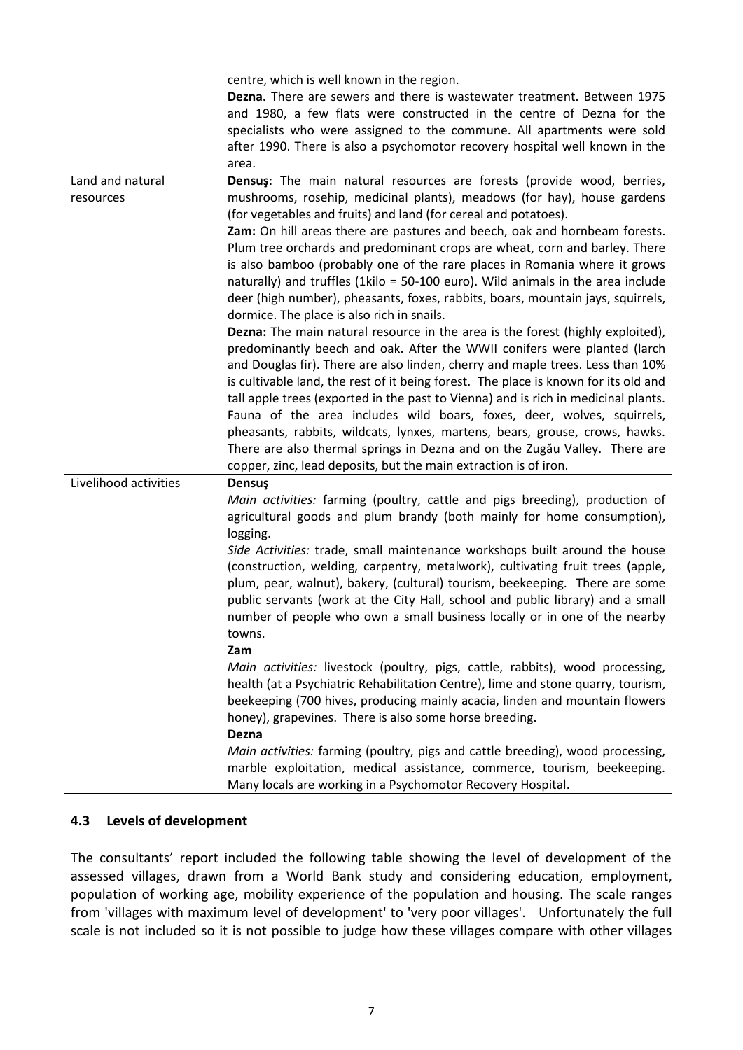| | |
|---|---|
| | centre, which is well known in the region.<br>**Dezna.** There are sewers and there is wastewater treatment. Between 1975 and 1980, a few flats were constructed in the centre of Dezna for the specialists who were assigned to the commune. All apartments were sold after 1990. There is also a psychomotor recovery hospital well known in the area. |
| Land and natural resources | **Densuş**: The main natural resources are forests (provide wood, berries, mushrooms, rosehip, medicinal plants), meadows (for hay), house gardens (for vegetables and fruits) and land (for cereal and potatoes).<br>**Zam:** On hill areas there are pastures and beech, oak and hornbeam forests. Plum tree orchards and predominant crops are wheat, corn and barley. There is also bamboo (probably one of the rare places in Romania where it grows naturally) and truffles (1kilo = 50-100 euro). Wild animals in the area include deer (high number), pheasants, foxes, rabbits, boars, mountain jays, squirrels, dormice. The place is also rich in snails.<br>**Dezna:** The main natural resource in the area is the forest (highly exploited), predominantly beech and oak. After the WWII conifers were planted (larch and Douglas fir). There are also linden, cherry and maple trees. Less than 10% is cultivable land, the rest of it being forest. The place is known for its old and tall apple trees (exported in the past to Vienna) and is rich in medicinal plants. Fauna of the area includes wild boars, foxes, deer, wolves, squirrels, pheasants, rabbits, wildcats, lynxes, martens, bears, grouse, crows, hawks. There are also thermal springs in Dezna and on the Zugău Valley. There are copper, zinc, lead deposits, but the main extraction is of iron. |
| Livelihood activities | **Densuş**<br>*Main activities:* farming (poultry, cattle and pigs breeding), production of agricultural goods and plum brandy (both mainly for home consumption), logging.<br>*Side Activities:* trade, small maintenance workshops built around the house (construction, welding, carpentry, metalwork), cultivating fruit trees (apple, plum, pear, walnut), bakery, (cultural) tourism, beekeeping. There are some public servants (work at the City Hall, school and public library) and a small number of people who own a small business locally or in one of the nearby towns.<br>**Zam**<br>*Main activities:* livestock (poultry, pigs, cattle, rabbits), wood processing, health (at a Psychiatric Rehabilitation Centre), lime and stone quarry, tourism, beekeeping (700 hives, producing mainly acacia, linden and mountain flowers honey), grapevines. There is also some horse breeding.<br>**Dezna**<br>*Main activities:* farming (poultry, pigs and cattle breeding), wood processing, marble exploitation, medical assistance, commerce, tourism, beekeeping. Many locals are working in a Psychomotor Recovery Hospital. |

### 4.3 Levels of development

The consultants' report included the following table showing the level of development of the assessed villages, drawn from a World Bank study and considering education, employment, population of working age, mobility experience of the population and housing. The scale ranges from 'villages with maximum level of development' to 'very poor villages'. Unfortunately the full scale is not included so it is not possible to judge how these villages compare with other villages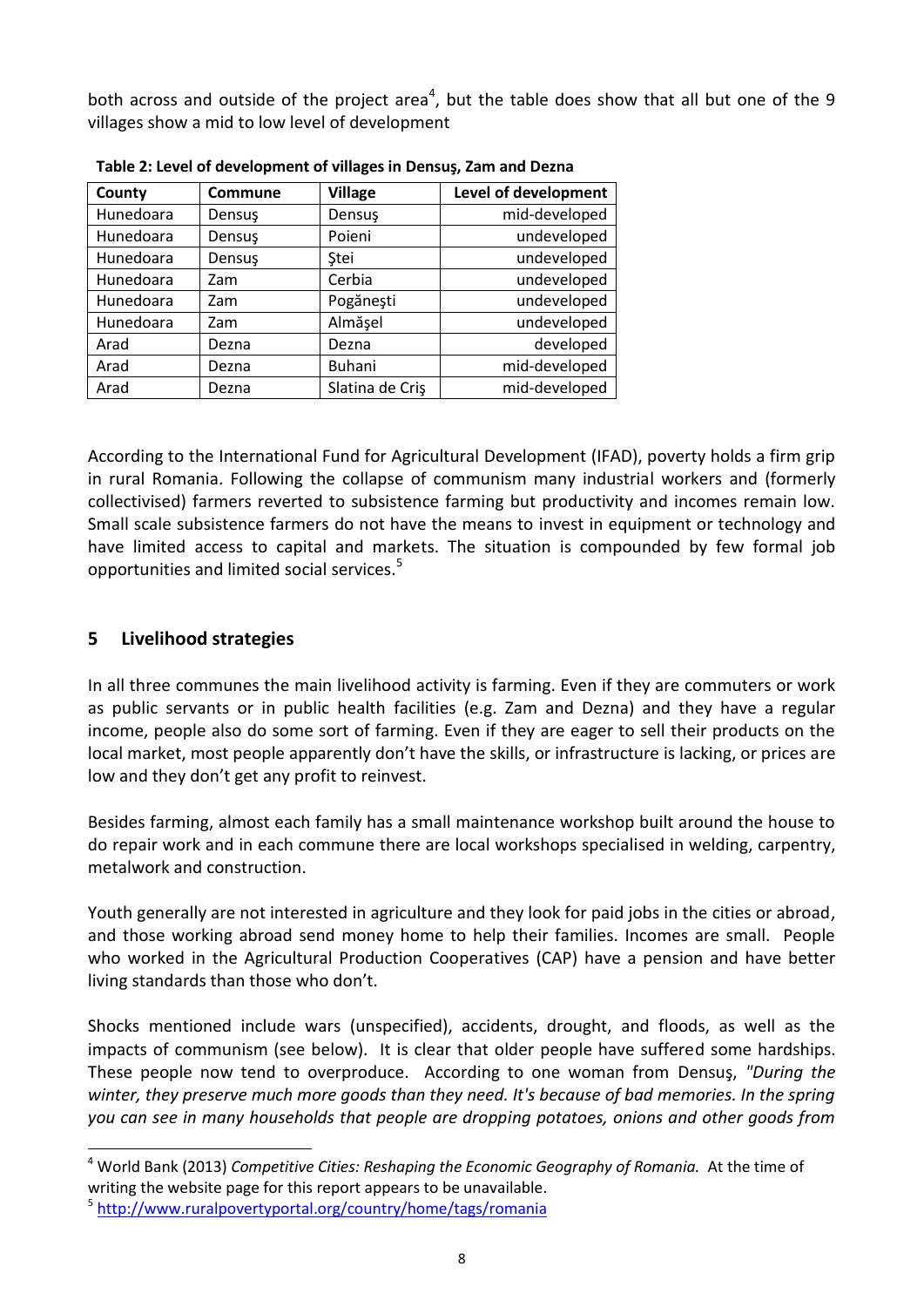both across and outside of the project area[4], but the table does show that all but one of the 9 villages show a mid to low level of development

**Table 2: Level of development of villages in Densuş, Zam and Dezna**

| County | Commune | Village | Level of development |
|---|---|---|---|
| Hunedoara | Densuş | Densuş | mid-developed |
| Hunedoara | Densuş | Poieni | undeveloped |
| Hunedoara | Densuş | Ştei | undeveloped |
| Hunedoara | Zam | Cerbia | undeveloped |
| Hunedoara | Zam | Pogăneşti | undeveloped |
| Hunedoara | Zam | Almăşel | undeveloped |
| Arad | Dezna | Dezna | developed |
| Arad | Dezna | Buhani | mid-developed |
| Arad | Dezna | Slatina de Criş | mid-developed |

According to the International Fund for Agricultural Development (IFAD), poverty holds a firm grip in rural Romania. Following the collapse of communism many industrial workers and (formerly collectivised) farmers reverted to subsistence farming but productivity and incomes remain low. Small scale subsistence farmers do not have the means to invest in equipment or technology and have limited access to capital and markets. The situation is compounded by few formal job opportunities and limited social services.[5]

## 5 Livelihood strategies

In all three communes the main livelihood activity is farming. Even if they are commuters or work as public servants or in public health facilities (e.g. Zam and Dezna) and they have a regular income, people also do some sort of farming. Even if they are eager to sell their products on the local market, most people apparently don't have the skills, or infrastructure is lacking, or prices are low and they don't get any profit to reinvest.

Besides farming, almost each family has a small maintenance workshop built around the house to do repair work and in each commune there are local workshops specialised in welding, carpentry, metalwork and construction.

Youth generally are not interested in agriculture and they look for paid jobs in the cities or abroad, and those working abroad send money home to help their families. Incomes are small. People who worked in the Agricultural Production Cooperatives (CAP) have a pension and have better living standards than those who don't.

Shocks mentioned include wars (unspecified), accidents, drought, and floods, as well as the impacts of communism (see below). It is clear that older people have suffered some hardships. These people now tend to overproduce. According to one woman from Densuş, *"During the winter, they preserve much more goods than they need. It's because of bad memories. In the spring you can see in many households that people are dropping potatoes, onions and other goods from*

---

[4] World Bank (2013) *Competitive Cities: Reshaping the Economic Geography of Romania.* At the time of writing the website page for this report appears to be unavailable.

[5] http://www.ruralpovertyportal.org/country/home/tags/romania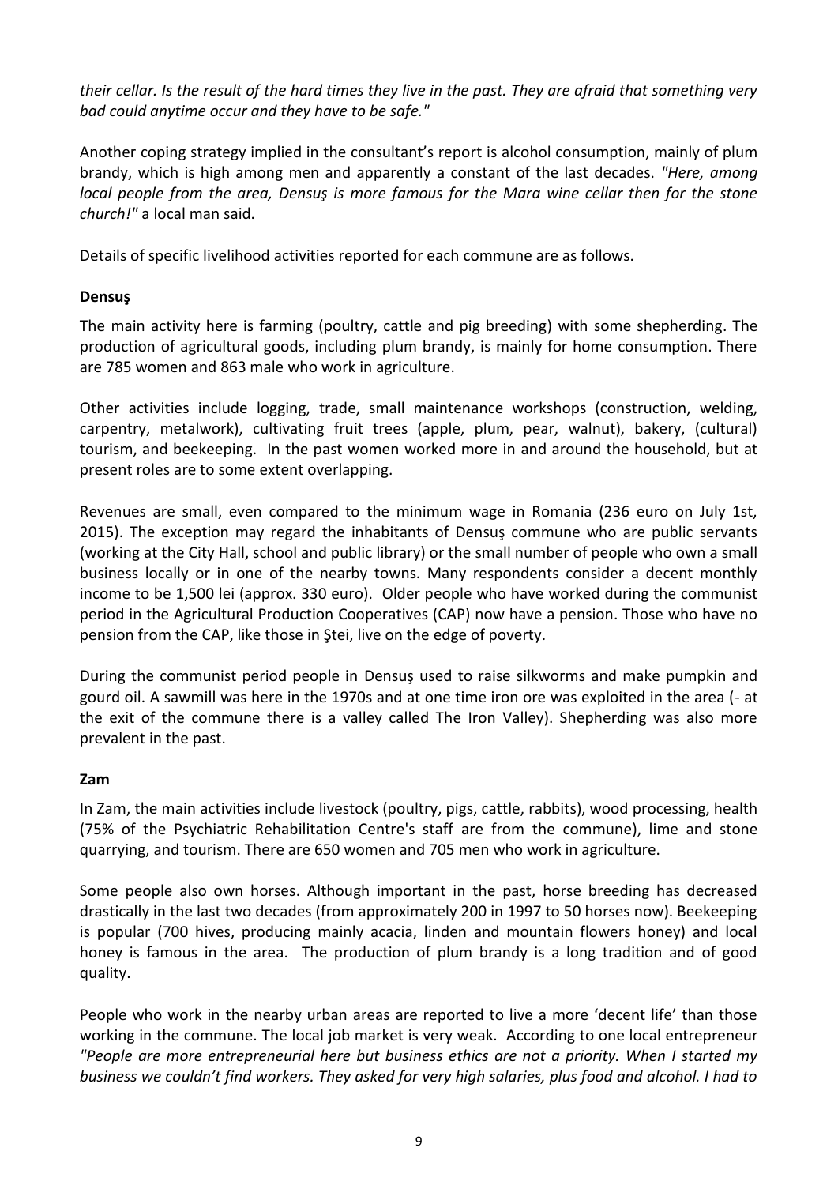*their cellar. Is the result of the hard times they live in the past. They are afraid that something very bad could anytime occur and they have to be safe."*

Another coping strategy implied in the consultant's report is alcohol consumption, mainly of plum brandy, which is high among men and apparently a constant of the last decades. *"Here, among local people from the area, Densuş is more famous for the Mara wine cellar then for the stone church!"* a local man said.

Details of specific livelihood activities reported for each commune are as follows.

**Densuş**

The main activity here is farming (poultry, cattle and pig breeding) with some shepherding. The production of agricultural goods, including plum brandy, is mainly for home consumption. There are 785 women and 863 male who work in agriculture.

Other activities include logging, trade, small maintenance workshops (construction, welding, carpentry, metalwork), cultivating fruit trees (apple, plum, pear, walnut), bakery, (cultural) tourism, and beekeeping. In the past women worked more in and around the household, but at present roles are to some extent overlapping.

Revenues are small, even compared to the minimum wage in Romania (236 euro on July 1st, 2015). The exception may regard the inhabitants of Densuş commune who are public servants (working at the City Hall, school and public library) or the small number of people who own a small business locally or in one of the nearby towns. Many respondents consider a decent monthly income to be 1,500 lei (approx. 330 euro). Older people who have worked during the communist period in the Agricultural Production Cooperatives (CAP) now have a pension. Those who have no pension from the CAP, like those in Ştei, live on the edge of poverty.

During the communist period people in Densuş used to raise silkworms and make pumpkin and gourd oil. A sawmill was here in the 1970s and at one time iron ore was exploited in the area (- at the exit of the commune there is a valley called The Iron Valley). Shepherding was also more prevalent in the past.

**Zam**

In Zam, the main activities include livestock (poultry, pigs, cattle, rabbits), wood processing, health (75% of the Psychiatric Rehabilitation Centre's staff are from the commune), lime and stone quarrying, and tourism. There are 650 women and 705 men who work in agriculture.

Some people also own horses. Although important in the past, horse breeding has decreased drastically in the last two decades (from approximately 200 in 1997 to 50 horses now). Beekeeping is popular (700 hives, producing mainly acacia, linden and mountain flowers honey) and local honey is famous in the area. The production of plum brandy is a long tradition and of good quality.

People who work in the nearby urban areas are reported to live a more 'decent life' than those working in the commune. The local job market is very weak. According to one local entrepreneur *"People are more entrepreneurial here but business ethics are not a priority. When I started my business we couldn't find workers. They asked for very high salaries, plus food and alcohol. I had to*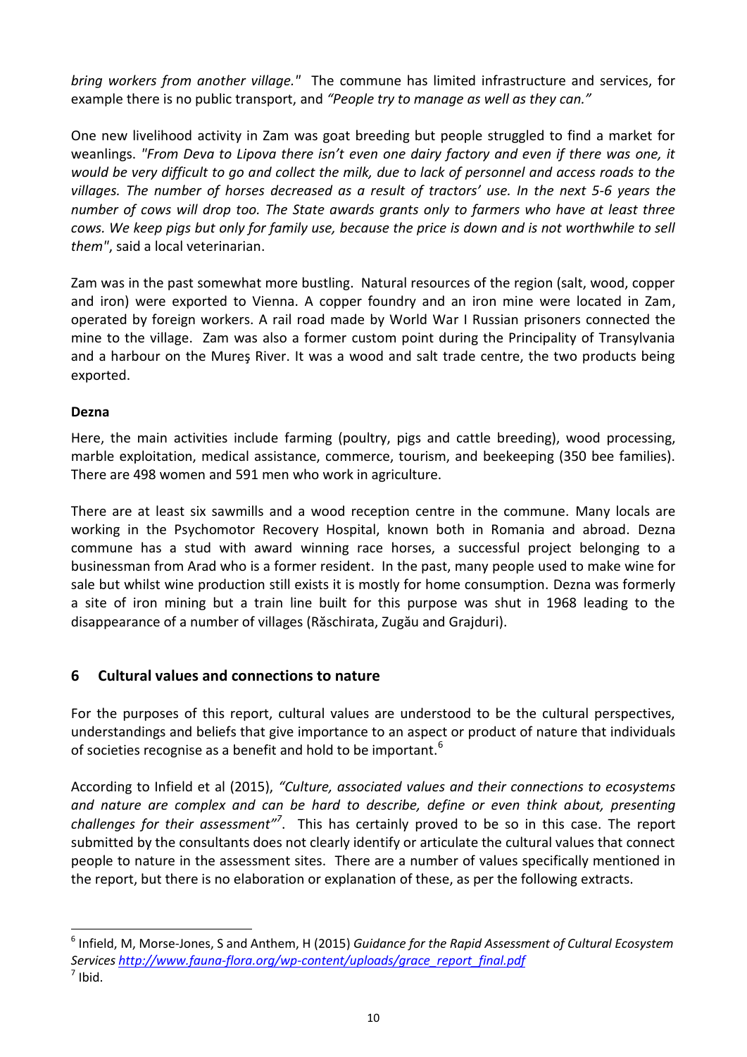*bring workers from another village."* The commune has limited infrastructure and services, for example there is no public transport, and *"People try to manage as well as they can."*

One new livelihood activity in Zam was goat breeding but people struggled to find a market for weanlings. *"From Deva to Lipova there isn't even one dairy factory and even if there was one, it would be very difficult to go and collect the milk, due to lack of personnel and access roads to the villages. The number of horses decreased as a result of tractors' use. In the next 5-6 years the number of cows will drop too. The State awards grants only to farmers who have at least three cows. We keep pigs but only for family use, because the price is down and is not worthwhile to sell them"*, said a local veterinarian.

Zam was in the past somewhat more bustling. Natural resources of the region (salt, wood, copper and iron) were exported to Vienna. A copper foundry and an iron mine were located in Zam, operated by foreign workers. A rail road made by World War I Russian prisoners connected the mine to the village. Zam was also a former custom point during the Principality of Transylvania and a harbour on the Mureş River. It was a wood and salt trade centre, the two products being exported.

**Dezna**

Here, the main activities include farming (poultry, pigs and cattle breeding), wood processing, marble exploitation, medical assistance, commerce, tourism, and beekeeping (350 bee families). There are 498 women and 591 men who work in agriculture.

There are at least six sawmills and a wood reception centre in the commune. Many locals are working in the Psychomotor Recovery Hospital, known both in Romania and abroad. Dezna commune has a stud with award winning race horses, a successful project belonging to a businessman from Arad who is a former resident. In the past, many people used to make wine for sale but whilst wine production still exists it is mostly for home consumption. Dezna was formerly a site of iron mining but a train line built for this purpose was shut in 1968 leading to the disappearance of a number of villages (Răschirata, Zugău and Grajduri).

## 6 Cultural values and connections to nature

For the purposes of this report, cultural values are understood to be the cultural perspectives, understandings and beliefs that give importance to an aspect or product of nature that individuals of societies recognise as a benefit and hold to be important.[6]

According to Infield et al (2015), *"Culture, associated values and their connections to ecosystems and nature are complex and can be hard to describe, define or even think about, presenting challenges for their assessment"*[7]. This has certainly proved to be so in this case. The report submitted by the consultants does not clearly identify or articulate the cultural values that connect people to nature in the assessment sites. There are a number of values specifically mentioned in the report, but there is no elaboration or explanation of these, as per the following extracts.

---

[6] Infield, M, Morse-Jones, S and Anthem, H (2015) *Guidance for the Rapid Assessment of Cultural Ecosystem Services* http://www.fauna-flora.org/wp-content/uploads/grace_report_final.pdf

[7] Ibid.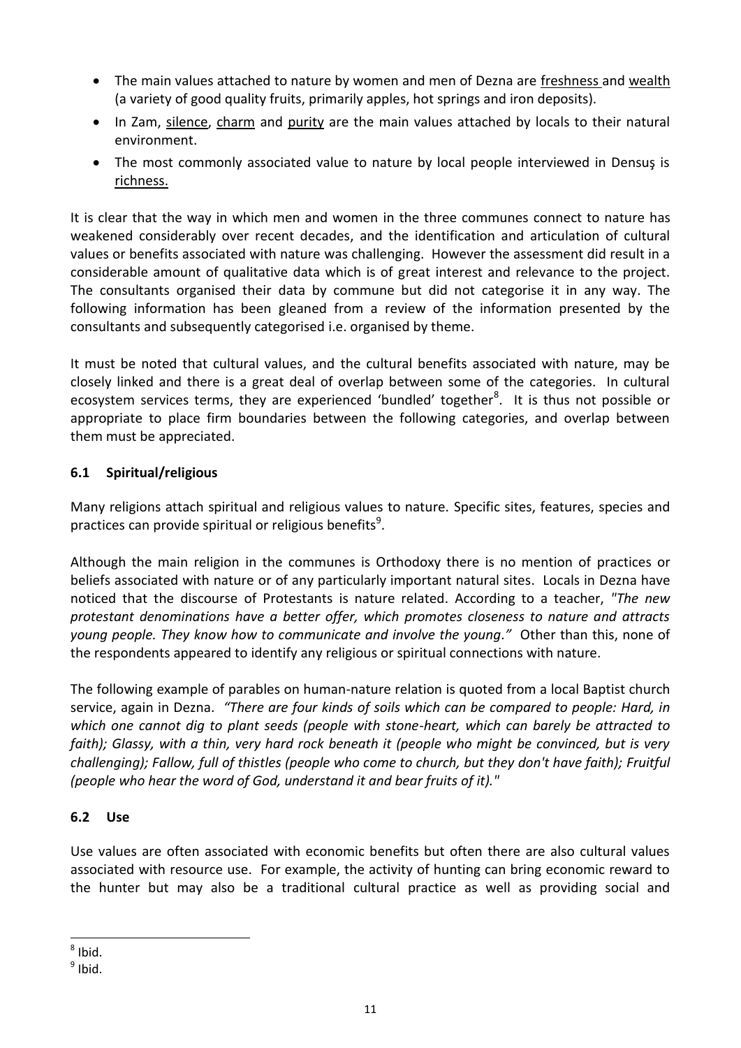- The main values attached to nature by women and men of Dezna are freshness and wealth (a variety of good quality fruits, primarily apples, hot springs and iron deposits).
- In Zam, silence, charm and purity are the main values attached by locals to their natural environment.
- The most commonly associated value to nature by local people interviewed in Densuş is richness.

It is clear that the way in which men and women in the three communes connect to nature has weakened considerably over recent decades, and the identification and articulation of cultural values or benefits associated with nature was challenging. However the assessment did result in a considerable amount of qualitative data which is of great interest and relevance to the project. The consultants organised their data by commune but did not categorise it in any way. The following information has been gleaned from a review of the information presented by the consultants and subsequently categorised i.e. organised by theme.

It must be noted that cultural values, and the cultural benefits associated with nature, may be closely linked and there is a great deal of overlap between some of the categories. In cultural ecosystem services terms, they are experienced 'bundled' together[8]. It is thus not possible or appropriate to place firm boundaries between the following categories, and overlap between them must be appreciated.

## 6.1 Spiritual/religious

Many religions attach spiritual and religious values to nature. Specific sites, features, species and practices can provide spiritual or religious benefits[9].

Although the main religion in the communes is Orthodoxy there is no mention of practices or beliefs associated with nature or of any particularly important natural sites. Locals in Dezna have noticed that the discourse of Protestants is nature related. According to a teacher, *"The new protestant denominations have a better offer, which promotes closeness to nature and attracts young people. They know how to communicate and involve the young."* Other than this, none of the respondents appeared to identify any religious or spiritual connections with nature.

The following example of parables on human-nature relation is quoted from a local Baptist church service, again in Dezna. *"There are four kinds of soils which can be compared to people: Hard, in which one cannot dig to plant seeds (people with stone-heart, which can barely be attracted to faith); Glassy, with a thin, very hard rock beneath it (people who might be convinced, but is very challenging); Fallow, full of thistles (people who come to church, but they don't have faith); Fruitful (people who hear the word of God, understand it and bear fruits of it)."*

## 6.2 Use

Use values are often associated with economic benefits but often there are also cultural values associated with resource use. For example, the activity of hunting can bring economic reward to the hunter but may also be a traditional cultural practice as well as providing social and

---

[8] Ibid.

[9] Ibid.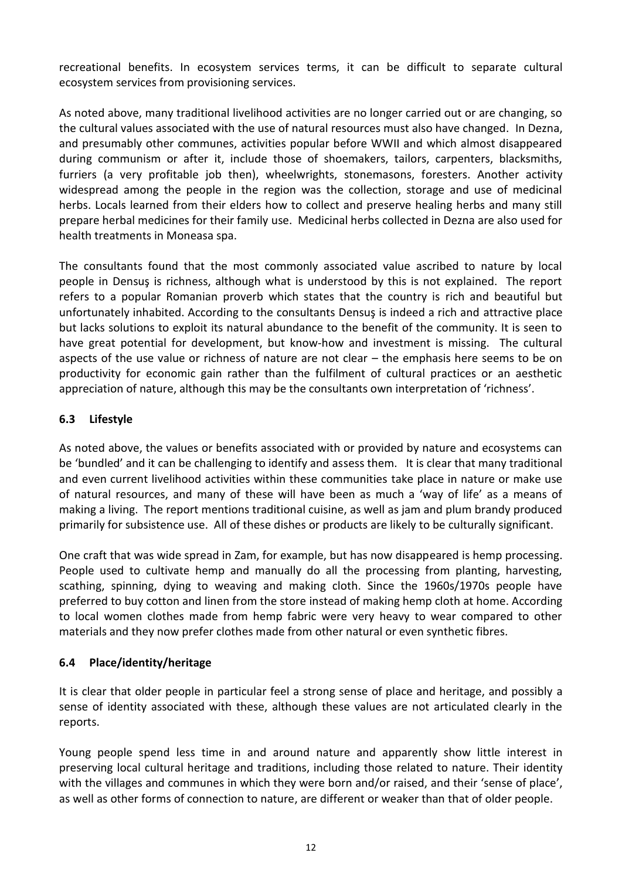recreational benefits. In ecosystem services terms, it can be difficult to separate cultural ecosystem services from provisioning services.

As noted above, many traditional livelihood activities are no longer carried out or are changing, so the cultural values associated with the use of natural resources must also have changed. In Dezna, and presumably other communes, activities popular before WWII and which almost disappeared during communism or after it, include those of shoemakers, tailors, carpenters, blacksmiths, furriers (a very profitable job then), wheelwrights, stonemasons, foresters. Another activity widespread among the people in the region was the collection, storage and use of medicinal herbs. Locals learned from their elders how to collect and preserve healing herbs and many still prepare herbal medicines for their family use. Medicinal herbs collected in Dezna are also used for health treatments in Moneasa spa.

The consultants found that the most commonly associated value ascribed to nature by local people in Densuş is richness, although what is understood by this is not explained. The report refers to a popular Romanian proverb which states that the country is rich and beautiful but unfortunately inhabited. According to the consultants Densuş is indeed a rich and attractive place but lacks solutions to exploit its natural abundance to the benefit of the community. It is seen to have great potential for development, but know-how and investment is missing. The cultural aspects of the use value or richness of nature are not clear – the emphasis here seems to be on productivity for economic gain rather than the fulfilment of cultural practices or an aesthetic appreciation of nature, although this may be the consultants own interpretation of 'richness'.

### 6.3 Lifestyle

As noted above, the values or benefits associated with or provided by nature and ecosystems can be 'bundled' and it can be challenging to identify and assess them. It is clear that many traditional and even current livelihood activities within these communities take place in nature or make use of natural resources, and many of these will have been as much a 'way of life' as a means of making a living. The report mentions traditional cuisine, as well as jam and plum brandy produced primarily for subsistence use. All of these dishes or products are likely to be culturally significant.

One craft that was wide spread in Zam, for example, but has now disappeared is hemp processing. People used to cultivate hemp and manually do all the processing from planting, harvesting, scathing, spinning, dying to weaving and making cloth. Since the 1960s/1970s people have preferred to buy cotton and linen from the store instead of making hemp cloth at home. According to local women clothes made from hemp fabric were very heavy to wear compared to other materials and they now prefer clothes made from other natural or even synthetic fibres.

### 6.4 Place/identity/heritage

It is clear that older people in particular feel a strong sense of place and heritage, and possibly a sense of identity associated with these, although these values are not articulated clearly in the reports.

Young people spend less time in and around nature and apparently show little interest in preserving local cultural heritage and traditions, including those related to nature. Their identity with the villages and communes in which they were born and/or raised, and their 'sense of place', as well as other forms of connection to nature, are different or weaker than that of older people.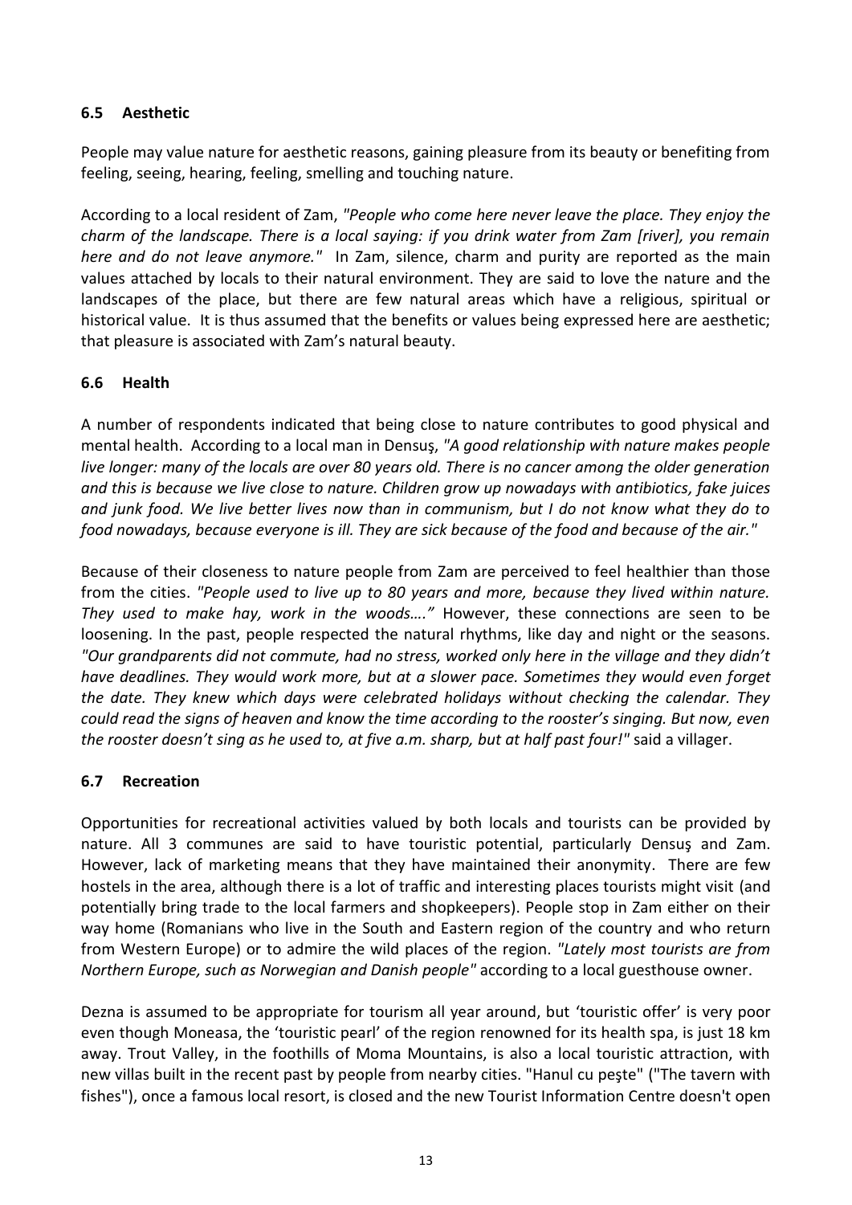### 6.5 Aesthetic

People may value nature for aesthetic reasons, gaining pleasure from its beauty or benefiting from feeling, seeing, hearing, feeling, smelling and touching nature.

According to a local resident of Zam, *"People who come here never leave the place. They enjoy the charm of the landscape. There is a local saying: if you drink water from Zam [river], you remain here and do not leave anymore."* In Zam, silence, charm and purity are reported as the main values attached by locals to their natural environment. They are said to love the nature and the landscapes of the place, but there are few natural areas which have a religious, spiritual or historical value. It is thus assumed that the benefits or values being expressed here are aesthetic; that pleasure is associated with Zam's natural beauty.

### 6.6 Health

A number of respondents indicated that being close to nature contributes to good physical and mental health. According to a local man in Densuş, *"A good relationship with nature makes people live longer: many of the locals are over 80 years old. There is no cancer among the older generation and this is because we live close to nature. Children grow up nowadays with antibiotics, fake juices and junk food. We live better lives now than in communism, but I do not know what they do to food nowadays, because everyone is ill. They are sick because of the food and because of the air."*

Because of their closeness to nature people from Zam are perceived to feel healthier than those from the cities. *"People used to live up to 80 years and more, because they lived within nature. They used to make hay, work in the woods…."* However, these connections are seen to be loosening. In the past, people respected the natural rhythms, like day and night or the seasons. *"Our grandparents did not commute, had no stress, worked only here in the village and they didn't have deadlines. They would work more, but at a slower pace. Sometimes they would even forget the date. They knew which days were celebrated holidays without checking the calendar. They could read the signs of heaven and know the time according to the rooster's singing. But now, even the rooster doesn't sing as he used to, at five a.m. sharp, but at half past four!"* said a villager.

### 6.7 Recreation

Opportunities for recreational activities valued by both locals and tourists can be provided by nature. All 3 communes are said to have touristic potential, particularly Densuş and Zam. However, lack of marketing means that they have maintained their anonymity. There are few hostels in the area, although there is a lot of traffic and interesting places tourists might visit (and potentially bring trade to the local farmers and shopkeepers). People stop in Zam either on their way home (Romanians who live in the South and Eastern region of the country and who return from Western Europe) or to admire the wild places of the region. *"Lately most tourists are from Northern Europe, such as Norwegian and Danish people"* according to a local guesthouse owner.

Dezna is assumed to be appropriate for tourism all year around, but 'touristic offer' is very poor even though Moneasa, the 'touristic pearl' of the region renowned for its health spa, is just 18 km away. Trout Valley, in the foothills of Moma Mountains, is also a local touristic attraction, with new villas built in the recent past by people from nearby cities. "Hanul cu peşte" ("The tavern with fishes"), once a famous local resort, is closed and the new Tourist Information Centre doesn't open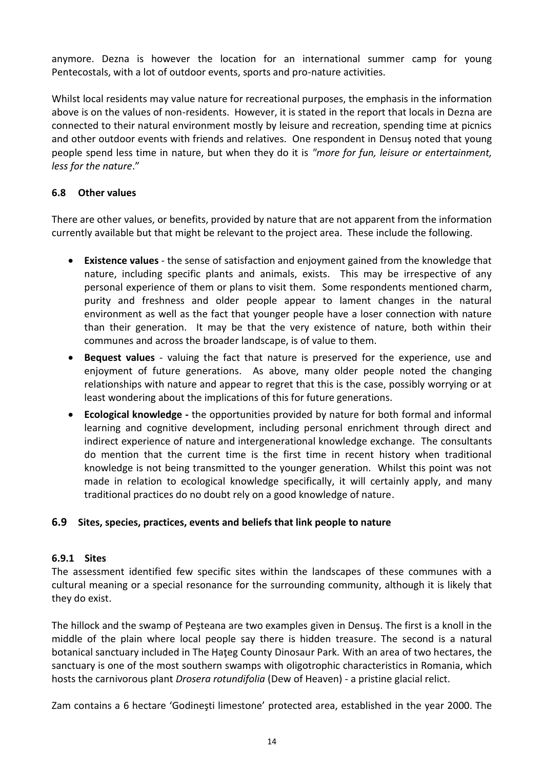anymore. Dezna is however the location for an international summer camp for young Pentecostals, with a lot of outdoor events, sports and pro-nature activities.

Whilst local residents may value nature for recreational purposes, the emphasis in the information above is on the values of non-residents. However, it is stated in the report that locals in Dezna are connected to their natural environment mostly by leisure and recreation, spending time at picnics and other outdoor events with friends and relatives. One respondent in Densuş noted that young people spend less time in nature, but when they do it is *"more for fun, leisure or entertainment, less for the nature*."

### 6.8 Other values

There are other values, or benefits, provided by nature that are not apparent from the information currently available but that might be relevant to the project area. These include the following.

- **Existence values** - the sense of satisfaction and enjoyment gained from the knowledge that nature, including specific plants and animals, exists. This may be irrespective of any personal experience of them or plans to visit them. Some respondents mentioned charm, purity and freshness and older people appear to lament changes in the natural environment as well as the fact that younger people have a loser connection with nature than their generation. It may be that the very existence of nature, both within their communes and across the broader landscape, is of value to them.
- **Bequest values** - valuing the fact that nature is preserved for the experience, use and enjoyment of future generations. As above, many older people noted the changing relationships with nature and appear to regret that this is the case, possibly worrying or at least wondering about the implications of this for future generations.
- **Ecological knowledge -** the opportunities provided by nature for both formal and informal learning and cognitive development, including personal enrichment through direct and indirect experience of nature and intergenerational knowledge exchange. The consultants do mention that the current time is the first time in recent history when traditional knowledge is not being transmitted to the younger generation. Whilst this point was not made in relation to ecological knowledge specifically, it will certainly apply, and many traditional practices do no doubt rely on a good knowledge of nature.

### 6.9 Sites, species, practices, events and beliefs that link people to nature

#### 6.9.1 Sites

The assessment identified few specific sites within the landscapes of these communes with a cultural meaning or a special resonance for the surrounding community, although it is likely that they do exist.

The hillock and the swamp of Peşteana are two examples given in Densuş. The first is a knoll in the middle of the plain where local people say there is hidden treasure. The second is a natural botanical sanctuary included in The Haţeg County Dinosaur Park. With an area of two hectares, the sanctuary is one of the most southern swamps with oligotrophic characteristics in Romania, which hosts the carnivorous plant *Drosera rotundifolia* (Dew of Heaven) - a pristine glacial relict.

Zam contains a 6 hectare 'Godineşti limestone' protected area, established in the year 2000. The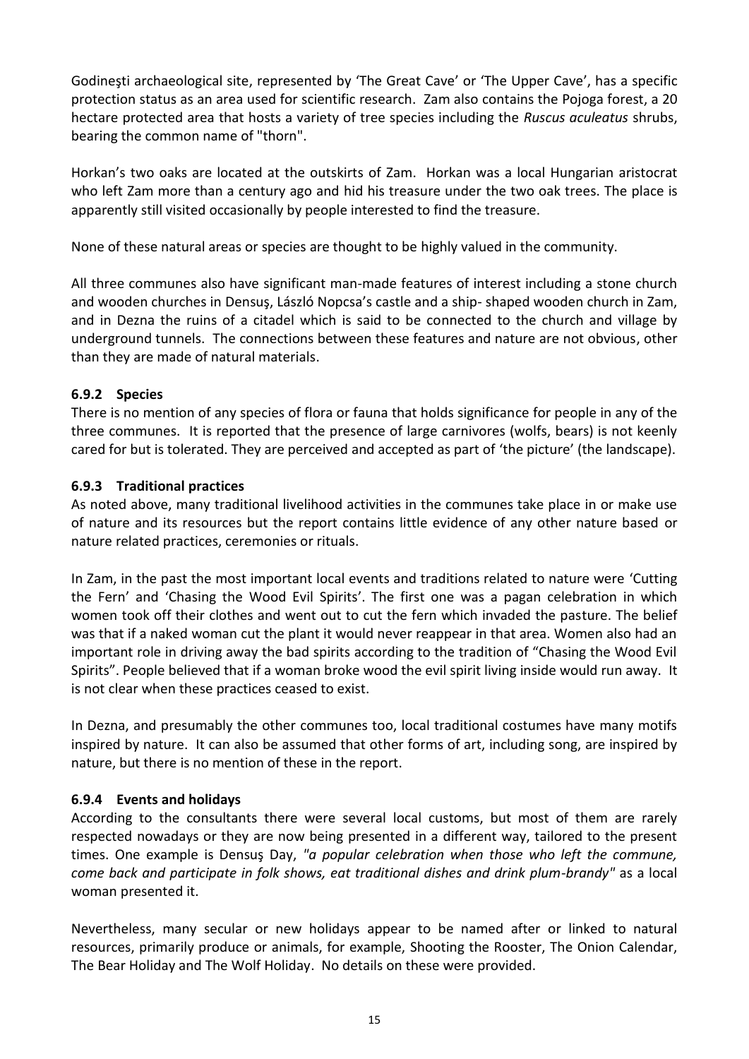Godineşti archaeological site, represented by 'The Great Cave' or 'The Upper Cave', has a specific protection status as an area used for scientific research. Zam also contains the Pojoga forest, a 20 hectare protected area that hosts a variety of tree species including the *Ruscus aculeatus* shrubs, bearing the common name of "thorn".

Horkan's two oaks are located at the outskirts of Zam. Horkan was a local Hungarian aristocrat who left Zam more than a century ago and hid his treasure under the two oak trees. The place is apparently still visited occasionally by people interested to find the treasure.

None of these natural areas or species are thought to be highly valued in the community.

All three communes also have significant man-made features of interest including a stone church and wooden churches in Densuş, László Nopcsa's castle and a ship- shaped wooden church in Zam, and in Dezna the ruins of a citadel which is said to be connected to the church and village by underground tunnels. The connections between these features and nature are not obvious, other than they are made of natural materials.

### 6.9.2 Species

There is no mention of any species of flora or fauna that holds significance for people in any of the three communes. It is reported that the presence of large carnivores (wolfs, bears) is not keenly cared for but is tolerated. They are perceived and accepted as part of 'the picture' (the landscape).

### 6.9.3 Traditional practices

As noted above, many traditional livelihood activities in the communes take place in or make use of nature and its resources but the report contains little evidence of any other nature based or nature related practices, ceremonies or rituals.

In Zam, in the past the most important local events and traditions related to nature were 'Cutting the Fern' and 'Chasing the Wood Evil Spirits'. The first one was a pagan celebration in which women took off their clothes and went out to cut the fern which invaded the pasture. The belief was that if a naked woman cut the plant it would never reappear in that area. Women also had an important role in driving away the bad spirits according to the tradition of "Chasing the Wood Evil Spirits". People believed that if a woman broke wood the evil spirit living inside would run away. It is not clear when these practices ceased to exist.

In Dezna, and presumably the other communes too, local traditional costumes have many motifs inspired by nature. It can also be assumed that other forms of art, including song, are inspired by nature, but there is no mention of these in the report.

### 6.9.4 Events and holidays

According to the consultants there were several local customs, but most of them are rarely respected nowadays or they are now being presented in a different way, tailored to the present times. One example is Densuş Day, *"a popular celebration when those who left the commune, come back and participate in folk shows, eat traditional dishes and drink plum-brandy"* as a local woman presented it.

Nevertheless, many secular or new holidays appear to be named after or linked to natural resources, primarily produce or animals, for example, Shooting the Rooster, The Onion Calendar, The Bear Holiday and The Wolf Holiday. No details on these were provided.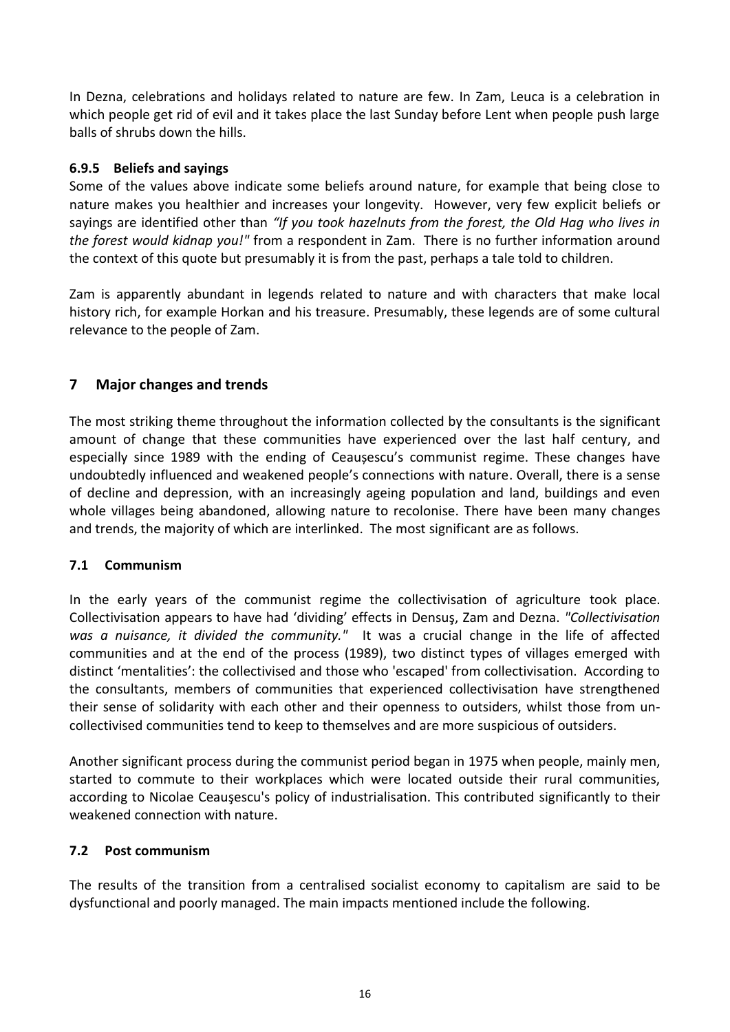In Dezna, celebrations and holidays related to nature are few. In Zam, Leuca is a celebration in which people get rid of evil and it takes place the last Sunday before Lent when people push large balls of shrubs down the hills.

### 6.9.5 Beliefs and sayings

Some of the values above indicate some beliefs around nature, for example that being close to nature makes you healthier and increases your longevity. However, very few explicit beliefs or sayings are identified other than *"If you took hazelnuts from the forest, the Old Hag who lives in the forest would kidnap you!"* from a respondent in Zam. There is no further information around the context of this quote but presumably it is from the past, perhaps a tale told to children.

Zam is apparently abundant in legends related to nature and with characters that make local history rich, for example Horkan and his treasure. Presumably, these legends are of some cultural relevance to the people of Zam.

## 7 Major changes and trends

The most striking theme throughout the information collected by the consultants is the significant amount of change that these communities have experienced over the last half century, and especially since 1989 with the ending of Ceaușescu's communist regime. These changes have undoubtedly influenced and weakened people's connections with nature. Overall, there is a sense of decline and depression, with an increasingly ageing population and land, buildings and even whole villages being abandoned, allowing nature to recolonise. There have been many changes and trends, the majority of which are interlinked. The most significant are as follows.

### 7.1 Communism

In the early years of the communist regime the collectivisation of agriculture took place. Collectivisation appears to have had 'dividing' effects in Densuş, Zam and Dezna. *"Collectivisation was a nuisance, it divided the community."* It was a crucial change in the life of affected communities and at the end of the process (1989), two distinct types of villages emerged with distinct 'mentalities': the collectivised and those who 'escaped' from collectivisation. According to the consultants, members of communities that experienced collectivisation have strengthened their sense of solidarity with each other and their openness to outsiders, whilst those from un-collectivised communities tend to keep to themselves and are more suspicious of outsiders.

Another significant process during the communist period began in 1975 when people, mainly men, started to commute to their workplaces which were located outside their rural communities, according to Nicolae Ceauşescu's policy of industrialisation. This contributed significantly to their weakened connection with nature.

### 7.2 Post communism

The results of the transition from a centralised socialist economy to capitalism are said to be dysfunctional and poorly managed. The main impacts mentioned include the following.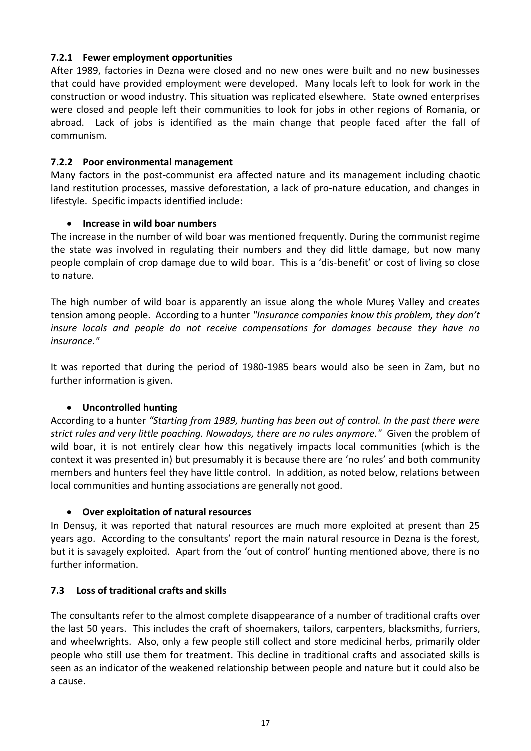#### 7.2.1 Fewer employment opportunities

After 1989, factories in Dezna were closed and no new ones were built and no new businesses that could have provided employment were developed. Many locals left to look for work in the construction or wood industry. This situation was replicated elsewhere. State owned enterprises were closed and people left their communities to look for jobs in other regions of Romania, or abroad. Lack of jobs is identified as the main change that people faced after the fall of communism.

#### 7.2.2 Poor environmental management

Many factors in the post-communist era affected nature and its management including chaotic land restitution processes, massive deforestation, a lack of pro-nature education, and changes in lifestyle. Specific impacts identified include:

- **Increase in wild boar numbers**

The increase in the number of wild boar was mentioned frequently. During the communist regime the state was involved in regulating their numbers and they did little damage, but now many people complain of crop damage due to wild boar. This is a 'dis-benefit' or cost of living so close to nature.

The high number of wild boar is apparently an issue along the whole Mureş Valley and creates tension among people. According to a hunter *"Insurance companies know this problem, they don't insure locals and people do not receive compensations for damages because they have no insurance."*

It was reported that during the period of 1980-1985 bears would also be seen in Zam, but no further information is given.

- **Uncontrolled hunting**

According to a hunter *"Starting from 1989, hunting has been out of control. In the past there were strict rules and very little poaching. Nowadays, there are no rules anymore."* Given the problem of wild boar, it is not entirely clear how this negatively impacts local communities (which is the context it was presented in) but presumably it is because there are 'no rules' and both community members and hunters feel they have little control. In addition, as noted below, relations between local communities and hunting associations are generally not good.

- **Over exploitation of natural resources**

In Densuş, it was reported that natural resources are much more exploited at present than 25 years ago. According to the consultants' report the main natural resource in Dezna is the forest, but it is savagely exploited. Apart from the 'out of control' hunting mentioned above, there is no further information.

### 7.3 Loss of traditional crafts and skills

The consultants refer to the almost complete disappearance of a number of traditional crafts over the last 50 years. This includes the craft of shoemakers, tailors, carpenters, blacksmiths, furriers, and wheelwrights. Also, only a few people still collect and store medicinal herbs, primarily older people who still use them for treatment. This decline in traditional crafts and associated skills is seen as an indicator of the weakened relationship between people and nature but it could also be a cause.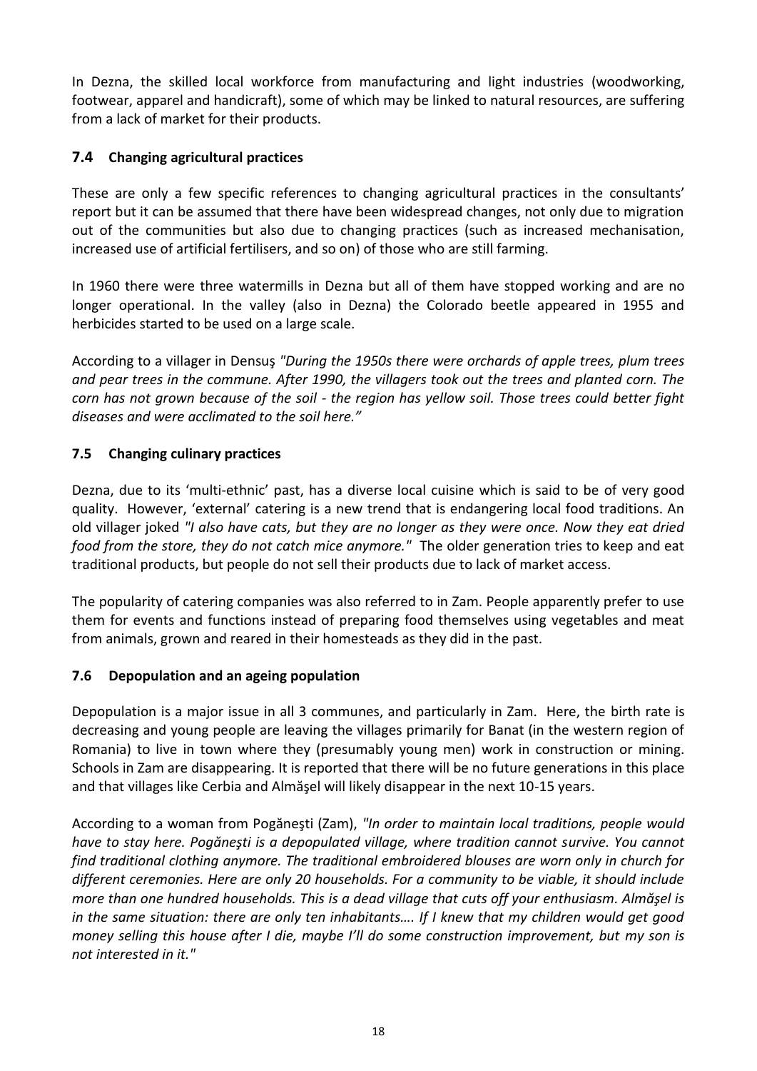In Dezna, the skilled local workforce from manufacturing and light industries (woodworking, footwear, apparel and handicraft), some of which may be linked to natural resources, are suffering from a lack of market for their products.

### 7.4 Changing agricultural practices

These are only a few specific references to changing agricultural practices in the consultants' report but it can be assumed that there have been widespread changes, not only due to migration out of the communities but also due to changing practices (such as increased mechanisation, increased use of artificial fertilisers, and so on) of those who are still farming.

In 1960 there were three watermills in Dezna but all of them have stopped working and are no longer operational. In the valley (also in Dezna) the Colorado beetle appeared in 1955 and herbicides started to be used on a large scale.

According to a villager in Densuş *"During the 1950s there were orchards of apple trees, plum trees and pear trees in the commune. After 1990, the villagers took out the trees and planted corn. The corn has not grown because of the soil - the region has yellow soil. Those trees could better fight diseases and were acclimated to the soil here."*

### 7.5 Changing culinary practices

Dezna, due to its 'multi-ethnic' past, has a diverse local cuisine which is said to be of very good quality. However, 'external' catering is a new trend that is endangering local food traditions. An old villager joked *"I also have cats, but they are no longer as they were once. Now they eat dried food from the store, they do not catch mice anymore."* The older generation tries to keep and eat traditional products, but people do not sell their products due to lack of market access.

The popularity of catering companies was also referred to in Zam. People apparently prefer to use them for events and functions instead of preparing food themselves using vegetables and meat from animals, grown and reared in their homesteads as they did in the past.

### 7.6 Depopulation and an ageing population

Depopulation is a major issue in all 3 communes, and particularly in Zam. Here, the birth rate is decreasing and young people are leaving the villages primarily for Banat (in the western region of Romania) to live in town where they (presumably young men) work in construction or mining. Schools in Zam are disappearing. It is reported that there will be no future generations in this place and that villages like Cerbia and Almăşel will likely disappear in the next 10-15 years.

According to a woman from Pogăneşti (Zam), *"In order to maintain local traditions, people would have to stay here. Pogănești is a depopulated village, where tradition cannot survive. You cannot find traditional clothing anymore. The traditional embroidered blouses are worn only in church for different ceremonies. Here are only 20 households. For a community to be viable, it should include more than one hundred households. This is a dead village that cuts off your enthusiasm. Almăşel is in the same situation: there are only ten inhabitants…. If I knew that my children would get good money selling this house after I die, maybe I'll do some construction improvement, but my son is not interested in it."*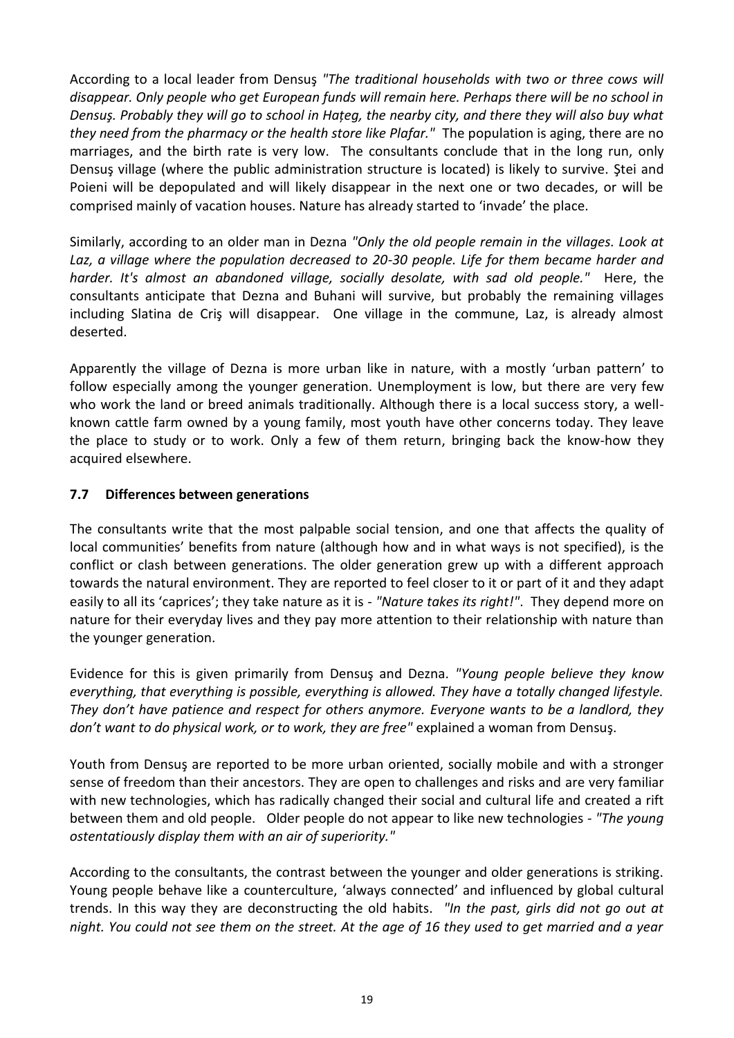According to a local leader from Densuş *"The traditional households with two or three cows will disappear. Only people who get European funds will remain here. Perhaps there will be no school in Densuş. Probably they will go to school in Hațeg, the nearby city, and there they will also buy what they need from the pharmacy or the health store like Plafar."* The population is aging, there are no marriages, and the birth rate is very low. The consultants conclude that in the long run, only Densuş village (where the public administration structure is located) is likely to survive. Ştei and Poieni will be depopulated and will likely disappear in the next one or two decades, or will be comprised mainly of vacation houses. Nature has already started to 'invade' the place.

Similarly, according to an older man in Dezna *"Only the old people remain in the villages. Look at Laz, a village where the population decreased to 20-30 people. Life for them became harder and harder. It's almost an abandoned village, socially desolate, with sad old people."* Here, the consultants anticipate that Dezna and Buhani will survive, but probably the remaining villages including Slatina de Criş will disappear. One village in the commune, Laz, is already almost deserted.

Apparently the village of Dezna is more urban like in nature, with a mostly 'urban pattern' to follow especially among the younger generation. Unemployment is low, but there are very few who work the land or breed animals traditionally. Although there is a local success story, a well-known cattle farm owned by a young family, most youth have other concerns today. They leave the place to study or to work. Only a few of them return, bringing back the know-how they acquired elsewhere.

### 7.7 Differences between generations

The consultants write that the most palpable social tension, and one that affects the quality of local communities' benefits from nature (although how and in what ways is not specified), is the conflict or clash between generations. The older generation grew up with a different approach towards the natural environment. They are reported to feel closer to it or part of it and they adapt easily to all its 'caprices'; they take nature as it is - *"Nature takes its right!"*. They depend more on nature for their everyday lives and they pay more attention to their relationship with nature than the younger generation.

Evidence for this is given primarily from Densuş and Dezna. *"Young people believe they know everything, that everything is possible, everything is allowed. They have a totally changed lifestyle. They don't have patience and respect for others anymore. Everyone wants to be a landlord, they don't want to do physical work, or to work, they are free"* explained a woman from Densuş.

Youth from Densuş are reported to be more urban oriented, socially mobile and with a stronger sense of freedom than their ancestors. They are open to challenges and risks and are very familiar with new technologies, which has radically changed their social and cultural life and created a rift between them and old people. Older people do not appear to like new technologies - *"The young ostentatiously display them with an air of superiority."*

According to the consultants, the contrast between the younger and older generations is striking. Young people behave like a counterculture, 'always connected' and influenced by global cultural trends. In this way they are deconstructing the old habits. *"In the past, girls did not go out at night. You could not see them on the street. At the age of 16 they used to get married and a year*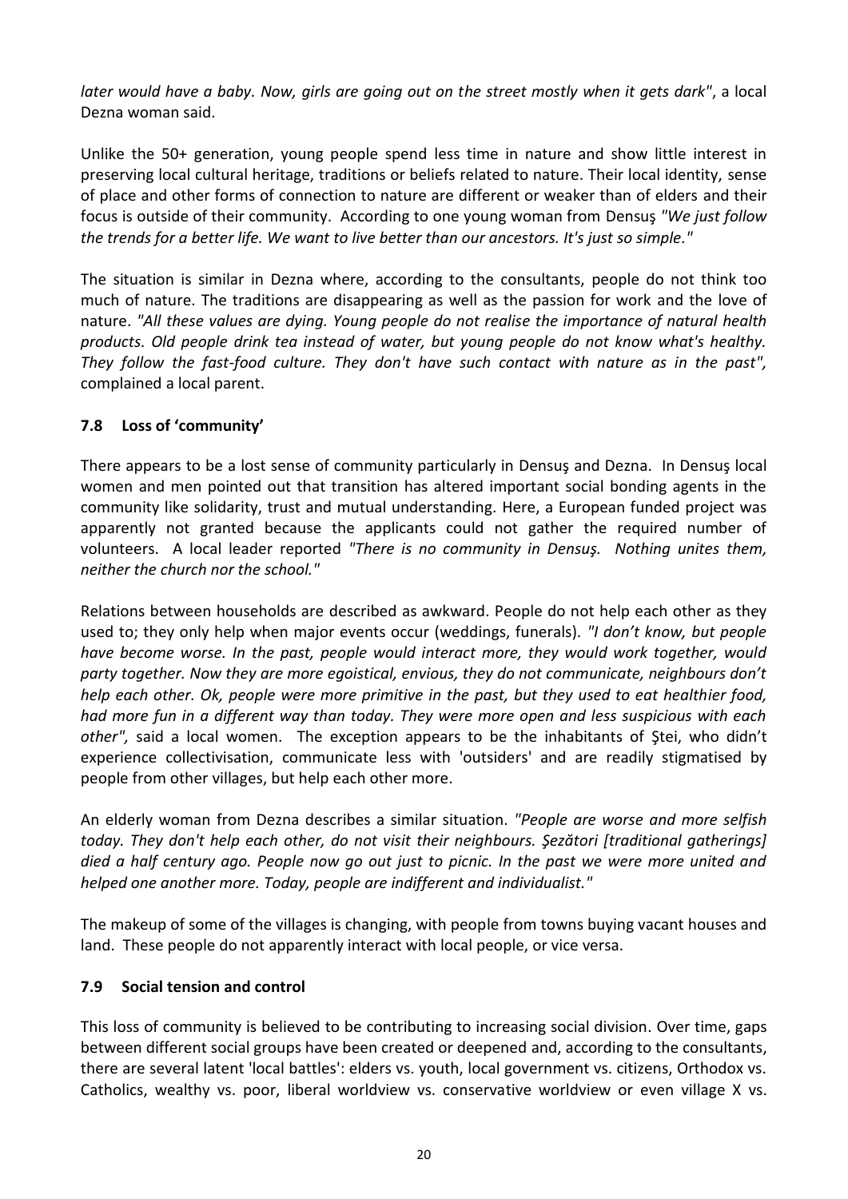*later would have a baby. Now, girls are going out on the street mostly when it gets dark"*, a local Dezna woman said.

Unlike the 50+ generation, young people spend less time in nature and show little interest in preserving local cultural heritage, traditions or beliefs related to nature. Their local identity, sense of place and other forms of connection to nature are different or weaker than of elders and their focus is outside of their community. According to one young woman from Densuş *"We just follow the trends for a better life. We want to live better than our ancestors. It's just so simple."*

The situation is similar in Dezna where, according to the consultants, people do not think too much of nature. The traditions are disappearing as well as the passion for work and the love of nature. *"All these values are dying. Young people do not realise the importance of natural health products. Old people drink tea instead of water, but young people do not know what's healthy. They follow the fast-food culture. They don't have such contact with nature as in the past",* complained a local parent.

### 7.8 Loss of 'community'

There appears to be a lost sense of community particularly in Densuş and Dezna. In Densuş local women and men pointed out that transition has altered important social bonding agents in the community like solidarity, trust and mutual understanding. Here, a European funded project was apparently not granted because the applicants could not gather the required number of volunteers. A local leader reported *"There is no community in Densuş. Nothing unites them, neither the church nor the school."*

Relations between households are described as awkward. People do not help each other as they used to; they only help when major events occur (weddings, funerals). *"I don't know, but people have become worse. In the past, people would interact more, they would work together, would party together. Now they are more egoistical, envious, they do not communicate, neighbours don't help each other. Ok, people were more primitive in the past, but they used to eat healthier food, had more fun in a different way than today. They were more open and less suspicious with each other",* said a local women. The exception appears to be the inhabitants of Ştei, who didn't experience collectivisation, communicate less with 'outsiders' and are readily stigmatised by people from other villages, but help each other more.

An elderly woman from Dezna describes a similar situation. *"People are worse and more selfish today. They don't help each other, do not visit their neighbours. Şezători [traditional gatherings] died a half century ago. People now go out just to picnic. In the past we were more united and helped one another more. Today, people are indifferent and individualist."*

The makeup of some of the villages is changing, with people from towns buying vacant houses and land. These people do not apparently interact with local people, or vice versa.

### 7.9 Social tension and control

This loss of community is believed to be contributing to increasing social division. Over time, gaps between different social groups have been created or deepened and, according to the consultants, there are several latent 'local battles': elders vs. youth, local government vs. citizens, Orthodox vs. Catholics, wealthy vs. poor, liberal worldview vs. conservative worldview or even village X vs.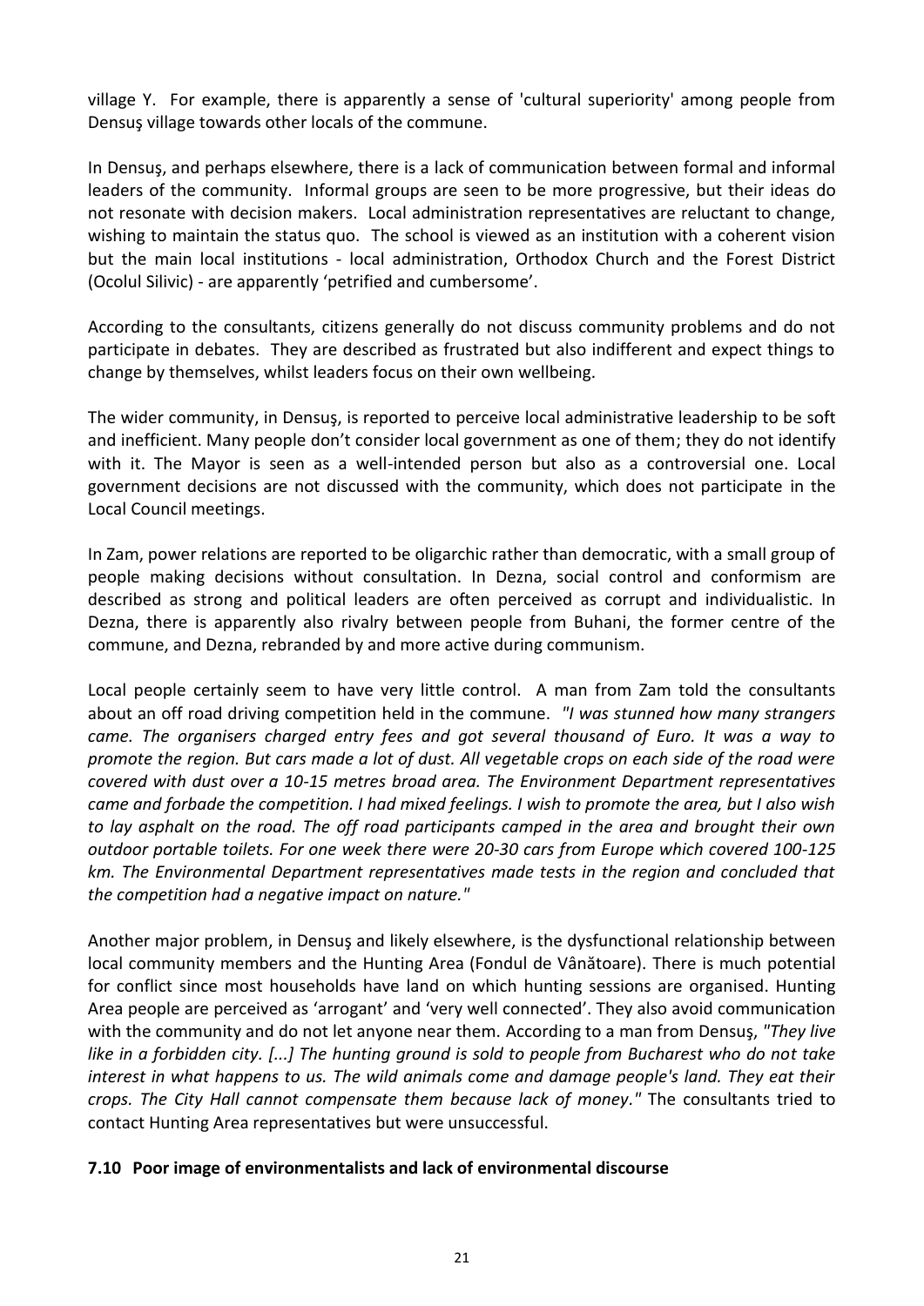village Y. For example, there is apparently a sense of 'cultural superiority' among people from Densuş village towards other locals of the commune.

In Densuş, and perhaps elsewhere, there is a lack of communication between formal and informal leaders of the community. Informal groups are seen to be more progressive, but their ideas do not resonate with decision makers. Local administration representatives are reluctant to change, wishing to maintain the status quo. The school is viewed as an institution with a coherent vision but the main local institutions - local administration, Orthodox Church and the Forest District (Ocolul Silivic) - are apparently 'petrified and cumbersome'.

According to the consultants, citizens generally do not discuss community problems and do not participate in debates. They are described as frustrated but also indifferent and expect things to change by themselves, whilst leaders focus on their own wellbeing.

The wider community, in Densuş, is reported to perceive local administrative leadership to be soft and inefficient. Many people don't consider local government as one of them; they do not identify with it. The Mayor is seen as a well-intended person but also as a controversial one. Local government decisions are not discussed with the community, which does not participate in the Local Council meetings.

In Zam, power relations are reported to be oligarchic rather than democratic, with a small group of people making decisions without consultation. In Dezna, social control and conformism are described as strong and political leaders are often perceived as corrupt and individualistic. In Dezna, there is apparently also rivalry between people from Buhani, the former centre of the commune, and Dezna, rebranded by and more active during communism.

Local people certainly seem to have very little control. A man from Zam told the consultants about an off road driving competition held in the commune. *"I was stunned how many strangers came. The organisers charged entry fees and got several thousand of Euro. It was a way to promote the region. But cars made a lot of dust. All vegetable crops on each side of the road were covered with dust over a 10-15 metres broad area. The Environment Department representatives came and forbade the competition. I had mixed feelings. I wish to promote the area, but I also wish to lay asphalt on the road. The off road participants camped in the area and brought their own outdoor portable toilets. For one week there were 20-30 cars from Europe which covered 100-125 km. The Environmental Department representatives made tests in the region and concluded that the competition had a negative impact on nature."*

Another major problem, in Densuş and likely elsewhere, is the dysfunctional relationship between local community members and the Hunting Area (Fondul de Vânătoare). There is much potential for conflict since most households have land on which hunting sessions are organised. Hunting Area people are perceived as 'arrogant' and 'very well connected'. They also avoid communication with the community and do not let anyone near them. According to a man from Densuş, *"They live like in a forbidden city. [...] The hunting ground is sold to people from Bucharest who do not take interest in what happens to us. The wild animals come and damage people's land. They eat their crops. The City Hall cannot compensate them because lack of money."* The consultants tried to contact Hunting Area representatives but were unsuccessful.

### 7.10 Poor image of environmentalists and lack of environmental discourse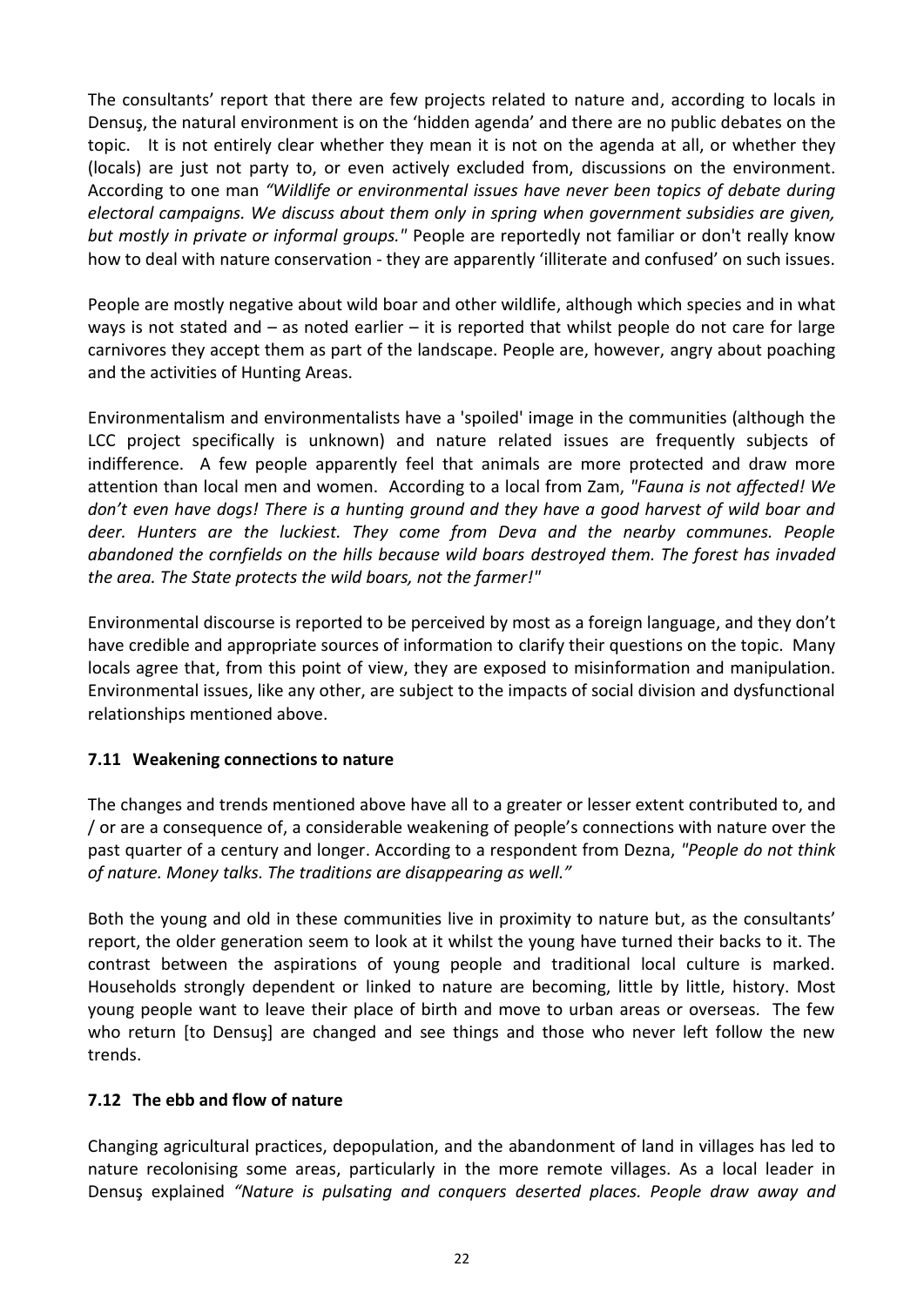The consultants' report that there are few projects related to nature and, according to locals in Densuș, the natural environment is on the 'hidden agenda' and there are no public debates on the topic. It is not entirely clear whether they mean it is not on the agenda at all, or whether they (locals) are just not party to, or even actively excluded from, discussions on the environment. According to one man *"Wildlife or environmental issues have never been topics of debate during electoral campaigns. We discuss about them only in spring when government subsidies are given, but mostly in private or informal groups."* People are reportedly not familiar or don't really know how to deal with nature conservation - they are apparently 'illiterate and confused' on such issues.

People are mostly negative about wild boar and other wildlife, although which species and in what ways is not stated and – as noted earlier – it is reported that whilst people do not care for large carnivores they accept them as part of the landscape. People are, however, angry about poaching and the activities of Hunting Areas.

Environmentalism and environmentalists have a 'spoiled' image in the communities (although the LCC project specifically is unknown) and nature related issues are frequently subjects of indifference. A few people apparently feel that animals are more protected and draw more attention than local men and women. According to a local from Zam, *"Fauna is not affected! We don't even have dogs! There is a hunting ground and they have a good harvest of wild boar and deer. Hunters are the luckiest. They come from Deva and the nearby communes. People abandoned the cornfields on the hills because wild boars destroyed them. The forest has invaded the area. The State protects the wild boars, not the farmer!"*

Environmental discourse is reported to be perceived by most as a foreign language, and they don't have credible and appropriate sources of information to clarify their questions on the topic. Many locals agree that, from this point of view, they are exposed to misinformation and manipulation. Environmental issues, like any other, are subject to the impacts of social division and dysfunctional relationships mentioned above.

### 7.11 Weakening connections to nature

The changes and trends mentioned above have all to a greater or lesser extent contributed to, and / or are a consequence of, a considerable weakening of people's connections with nature over the past quarter of a century and longer. According to a respondent from Dezna, *"People do not think of nature. Money talks. The traditions are disappearing as well."*

Both the young and old in these communities live in proximity to nature but, as the consultants' report, the older generation seem to look at it whilst the young have turned their backs to it. The contrast between the aspirations of young people and traditional local culture is marked. Households strongly dependent or linked to nature are becoming, little by little, history. Most young people want to leave their place of birth and move to urban areas or overseas. The few who return [to Densuş] are changed and see things and those who never left follow the new trends.

### 7.12 The ebb and flow of nature

Changing agricultural practices, depopulation, and the abandonment of land in villages has led to nature recolonising some areas, particularly in the more remote villages. As a local leader in Densuş explained *"Nature is pulsating and conquers deserted places. People draw away and*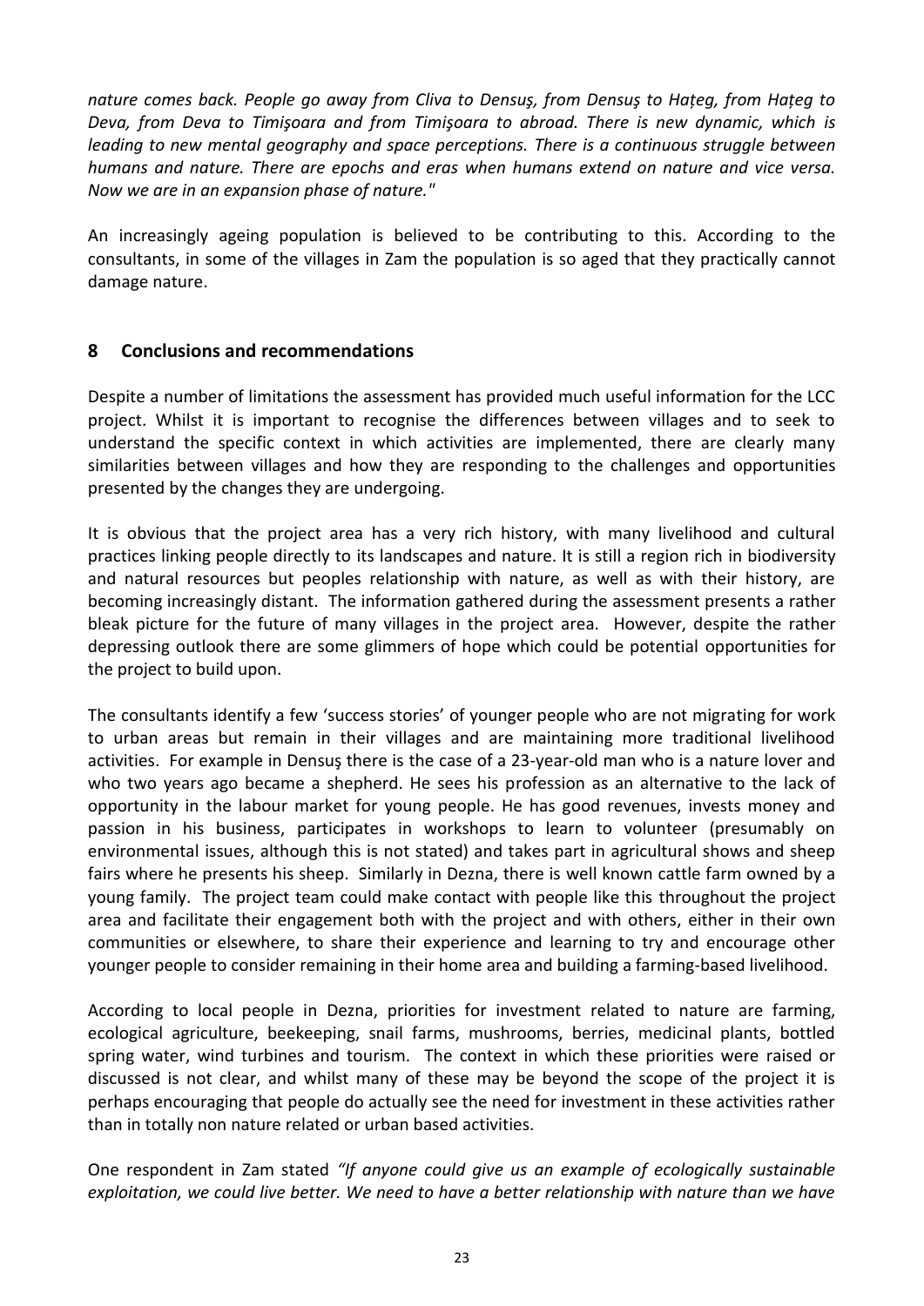*nature comes back. People go away from Cliva to Densuş, from Densuş to Haţeg, from Haţeg to Deva, from Deva to Timişoara and from Timişoara to abroad. There is new dynamic, which is leading to new mental geography and space perceptions. There is a continuous struggle between humans and nature. There are epochs and eras when humans extend on nature and vice versa. Now we are in an expansion phase of nature."*

An increasingly ageing population is believed to be contributing to this. According to the consultants, in some of the villages in Zam the population is so aged that they practically cannot damage nature.

## 8 Conclusions and recommendations

Despite a number of limitations the assessment has provided much useful information for the LCC project. Whilst it is important to recognise the differences between villages and to seek to understand the specific context in which activities are implemented, there are clearly many similarities between villages and how they are responding to the challenges and opportunities presented by the changes they are undergoing.

It is obvious that the project area has a very rich history, with many livelihood and cultural practices linking people directly to its landscapes and nature. It is still a region rich in biodiversity and natural resources but peoples relationship with nature, as well as with their history, are becoming increasingly distant. The information gathered during the assessment presents a rather bleak picture for the future of many villages in the project area. However, despite the rather depressing outlook there are some glimmers of hope which could be potential opportunities for the project to build upon.

The consultants identify a few 'success stories' of younger people who are not migrating for work to urban areas but remain in their villages and are maintaining more traditional livelihood activities. For example in Densuş there is the case of a 23-year-old man who is a nature lover and who two years ago became a shepherd. He sees his profession as an alternative to the lack of opportunity in the labour market for young people. He has good revenues, invests money and passion in his business, participates in workshops to learn to volunteer (presumably on environmental issues, although this is not stated) and takes part in agricultural shows and sheep fairs where he presents his sheep. Similarly in Dezna, there is well known cattle farm owned by a young family. The project team could make contact with people like this throughout the project area and facilitate their engagement both with the project and with others, either in their own communities or elsewhere, to share their experience and learning to try and encourage other younger people to consider remaining in their home area and building a farming-based livelihood.

According to local people in Dezna, priorities for investment related to nature are farming, ecological agriculture, beekeeping, snail farms, mushrooms, berries, medicinal plants, bottled spring water, wind turbines and tourism. The context in which these priorities were raised or discussed is not clear, and whilst many of these may be beyond the scope of the project it is perhaps encouraging that people do actually see the need for investment in these activities rather than in totally non nature related or urban based activities.

One respondent in Zam stated *"If anyone could give us an example of ecologically sustainable exploitation, we could live better. We need to have a better relationship with nature than we have*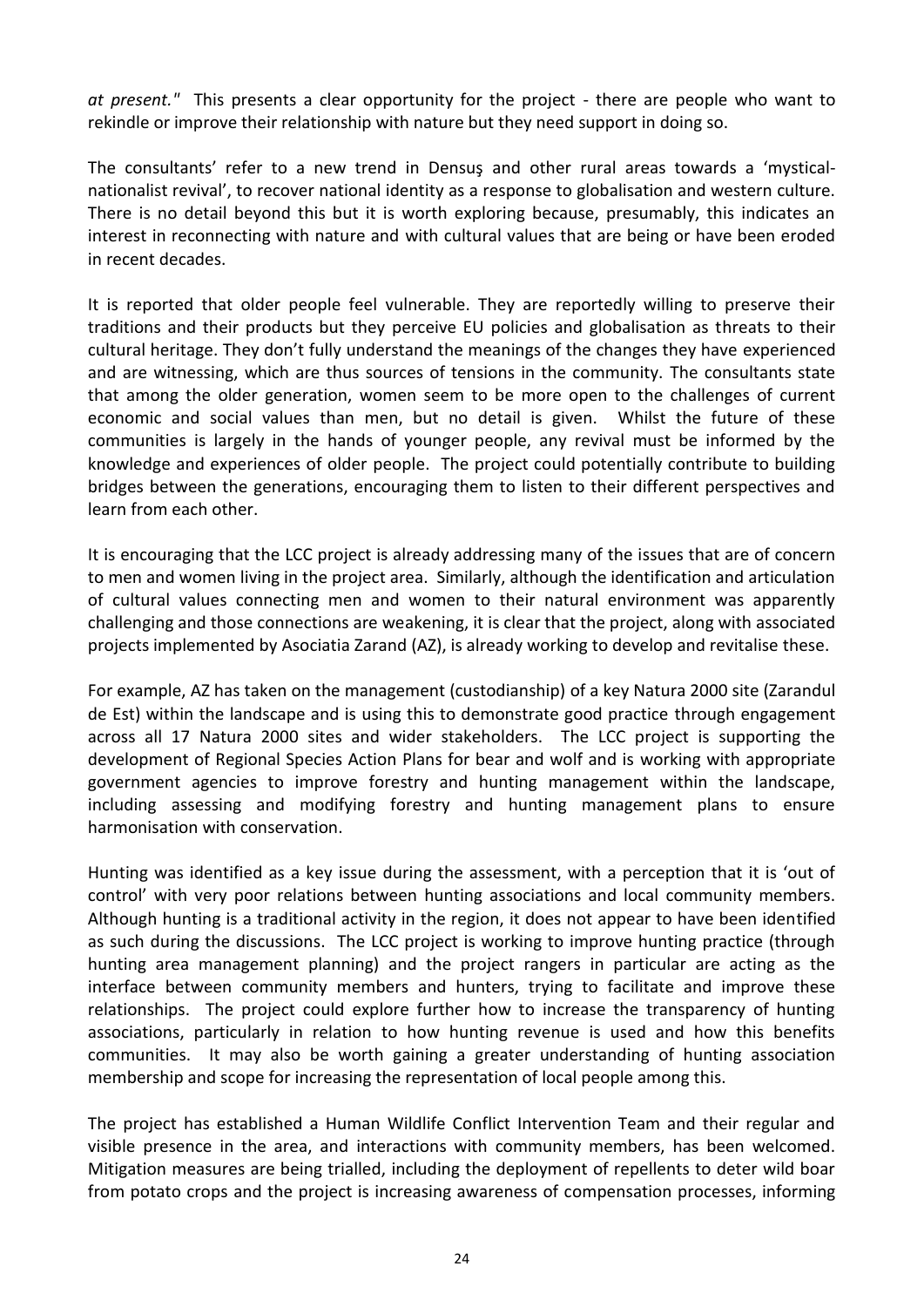*at present."* This presents a clear opportunity for the project - there are people who want to rekindle or improve their relationship with nature but they need support in doing so.

The consultants' refer to a new trend in Densuş and other rural areas towards a 'mystical-nationalist revival', to recover national identity as a response to globalisation and western culture. There is no detail beyond this but it is worth exploring because, presumably, this indicates an interest in reconnecting with nature and with cultural values that are being or have been eroded in recent decades.

It is reported that older people feel vulnerable. They are reportedly willing to preserve their traditions and their products but they perceive EU policies and globalisation as threats to their cultural heritage. They don't fully understand the meanings of the changes they have experienced and are witnessing, which are thus sources of tensions in the community. The consultants state that among the older generation, women seem to be more open to the challenges of current economic and social values than men, but no detail is given. Whilst the future of these communities is largely in the hands of younger people, any revival must be informed by the knowledge and experiences of older people. The project could potentially contribute to building bridges between the generations, encouraging them to listen to their different perspectives and learn from each other.

It is encouraging that the LCC project is already addressing many of the issues that are of concern to men and women living in the project area. Similarly, although the identification and articulation of cultural values connecting men and women to their natural environment was apparently challenging and those connections are weakening, it is clear that the project, along with associated projects implemented by Asociatia Zarand (AZ), is already working to develop and revitalise these.

For example, AZ has taken on the management (custodianship) of a key Natura 2000 site (Zarandul de Est) within the landscape and is using this to demonstrate good practice through engagement across all 17 Natura 2000 sites and wider stakeholders. The LCC project is supporting the development of Regional Species Action Plans for bear and wolf and is working with appropriate government agencies to improve forestry and hunting management within the landscape, including assessing and modifying forestry and hunting management plans to ensure harmonisation with conservation.

Hunting was identified as a key issue during the assessment, with a perception that it is 'out of control' with very poor relations between hunting associations and local community members. Although hunting is a traditional activity in the region, it does not appear to have been identified as such during the discussions. The LCC project is working to improve hunting practice (through hunting area management planning) and the project rangers in particular are acting as the interface between community members and hunters, trying to facilitate and improve these relationships. The project could explore further how to increase the transparency of hunting associations, particularly in relation to how hunting revenue is used and how this benefits communities. It may also be worth gaining a greater understanding of hunting association membership and scope for increasing the representation of local people among this.

The project has established a Human Wildlife Conflict Intervention Team and their regular and visible presence in the area, and interactions with community members, has been welcomed. Mitigation measures are being trialled, including the deployment of repellents to deter wild boar from potato crops and the project is increasing awareness of compensation processes, informing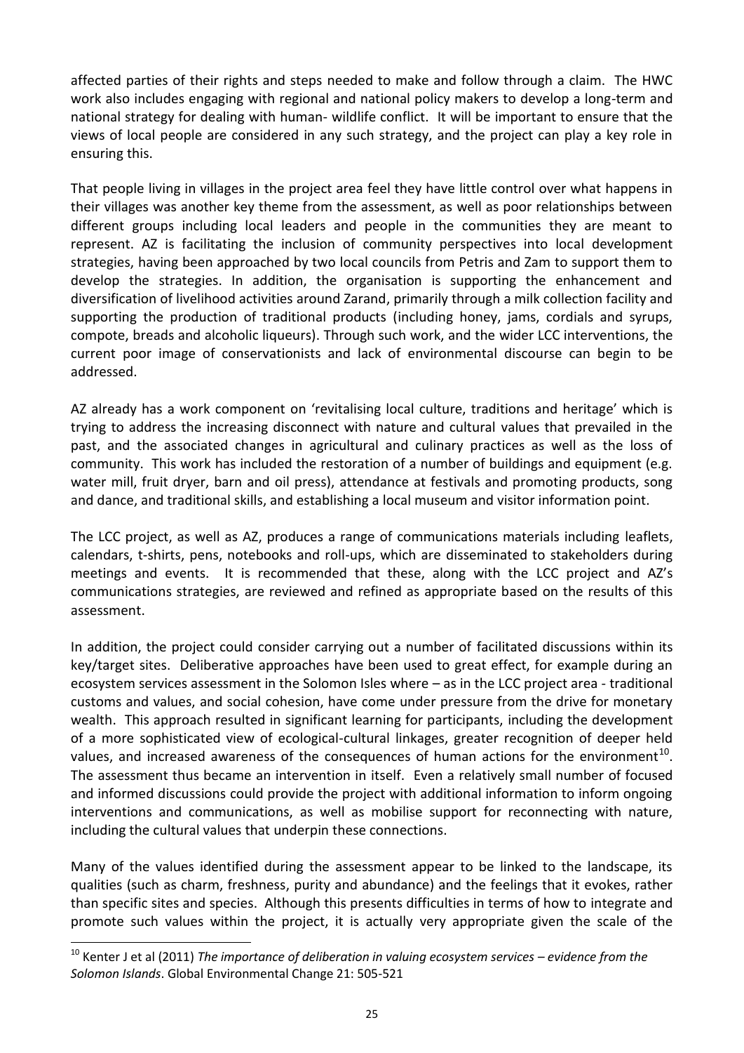affected parties of their rights and steps needed to make and follow through a claim. The HWC work also includes engaging with regional and national policy makers to develop a long-term and national strategy for dealing with human- wildlife conflict. It will be important to ensure that the views of local people are considered in any such strategy, and the project can play a key role in ensuring this.

That people living in villages in the project area feel they have little control over what happens in their villages was another key theme from the assessment, as well as poor relationships between different groups including local leaders and people in the communities they are meant to represent. AZ is facilitating the inclusion of community perspectives into local development strategies, having been approached by two local councils from Petris and Zam to support them to develop the strategies. In addition, the organisation is supporting the enhancement and diversification of livelihood activities around Zarand, primarily through a milk collection facility and supporting the production of traditional products (including honey, jams, cordials and syrups, compote, breads and alcoholic liqueurs). Through such work, and the wider LCC interventions, the current poor image of conservationists and lack of environmental discourse can begin to be addressed.

AZ already has a work component on 'revitalising local culture, traditions and heritage' which is trying to address the increasing disconnect with nature and cultural values that prevailed in the past, and the associated changes in agricultural and culinary practices as well as the loss of community. This work has included the restoration of a number of buildings and equipment (e.g. water mill, fruit dryer, barn and oil press), attendance at festivals and promoting products, song and dance, and traditional skills, and establishing a local museum and visitor information point.

The LCC project, as well as AZ, produces a range of communications materials including leaflets, calendars, t-shirts, pens, notebooks and roll-ups, which are disseminated to stakeholders during meetings and events. It is recommended that these, along with the LCC project and AZ's communications strategies, are reviewed and refined as appropriate based on the results of this assessment.

In addition, the project could consider carrying out a number of facilitated discussions within its key/target sites. Deliberative approaches have been used to great effect, for example during an ecosystem services assessment in the Solomon Isles where – as in the LCC project area - traditional customs and values, and social cohesion, have come under pressure from the drive for monetary wealth. This approach resulted in significant learning for participants, including the development of a more sophisticated view of ecological-cultural linkages, greater recognition of deeper held values, and increased awareness of the consequences of human actions for the environment[10]. The assessment thus became an intervention in itself. Even a relatively small number of focused and informed discussions could provide the project with additional information to inform ongoing interventions and communications, as well as mobilise support for reconnecting with nature, including the cultural values that underpin these connections.

Many of the values identified during the assessment appear to be linked to the landscape, its qualities (such as charm, freshness, purity and abundance) and the feelings that it evokes, rather than specific sites and species. Although this presents difficulties in terms of how to integrate and promote such values within the project, it is actually very appropriate given the scale of the

[10] Kenter J et al (2011) *The importance of deliberation in valuing ecosystem services – evidence from the Solomon Islands*. Global Environmental Change 21: 505-521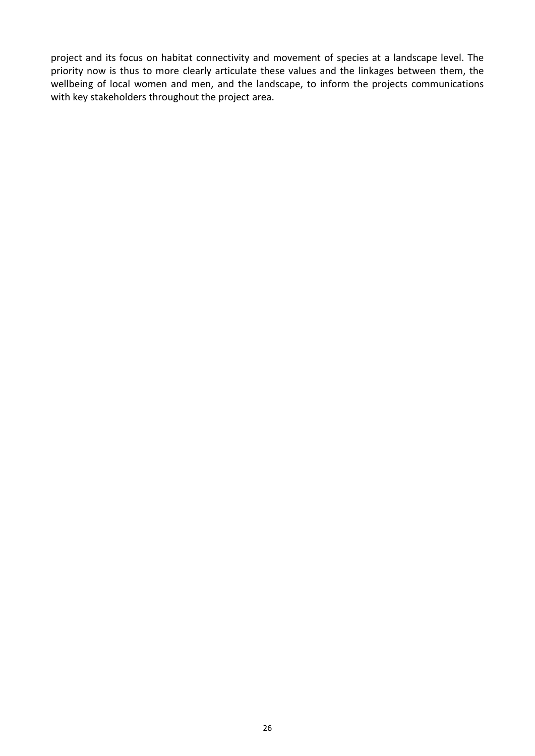project and its focus on habitat connectivity and movement of species at a landscape level. The priority now is thus to more clearly articulate these values and the linkages between them, the wellbeing of local women and men, and the landscape, to inform the projects communications with key stakeholders throughout the project area.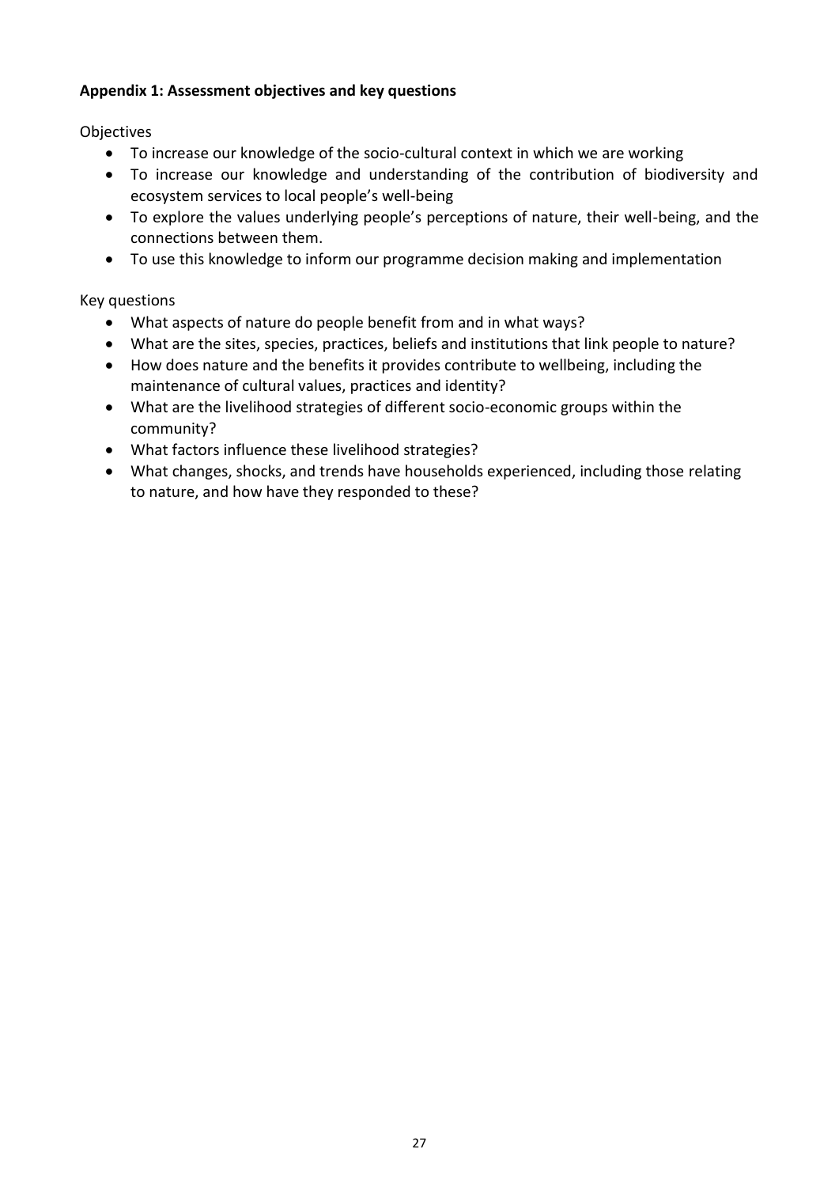**Appendix 1: Assessment objectives and key questions**

Objectives

- To increase our knowledge of the socio-cultural context in which we are working
- To increase our knowledge and understanding of the contribution of biodiversity and ecosystem services to local people's well-being
- To explore the values underlying people's perceptions of nature, their well-being, and the connections between them.
- To use this knowledge to inform our programme decision making and implementation

Key questions

- What aspects of nature do people benefit from and in what ways?
- What are the sites, species, practices, beliefs and institutions that link people to nature?
- How does nature and the benefits it provides contribute to wellbeing, including the maintenance of cultural values, practices and identity?
- What are the livelihood strategies of different socio-economic groups within the community?
- What factors influence these livelihood strategies?
- What changes, shocks, and trends have households experienced, including those relating to nature, and how have they responded to these?